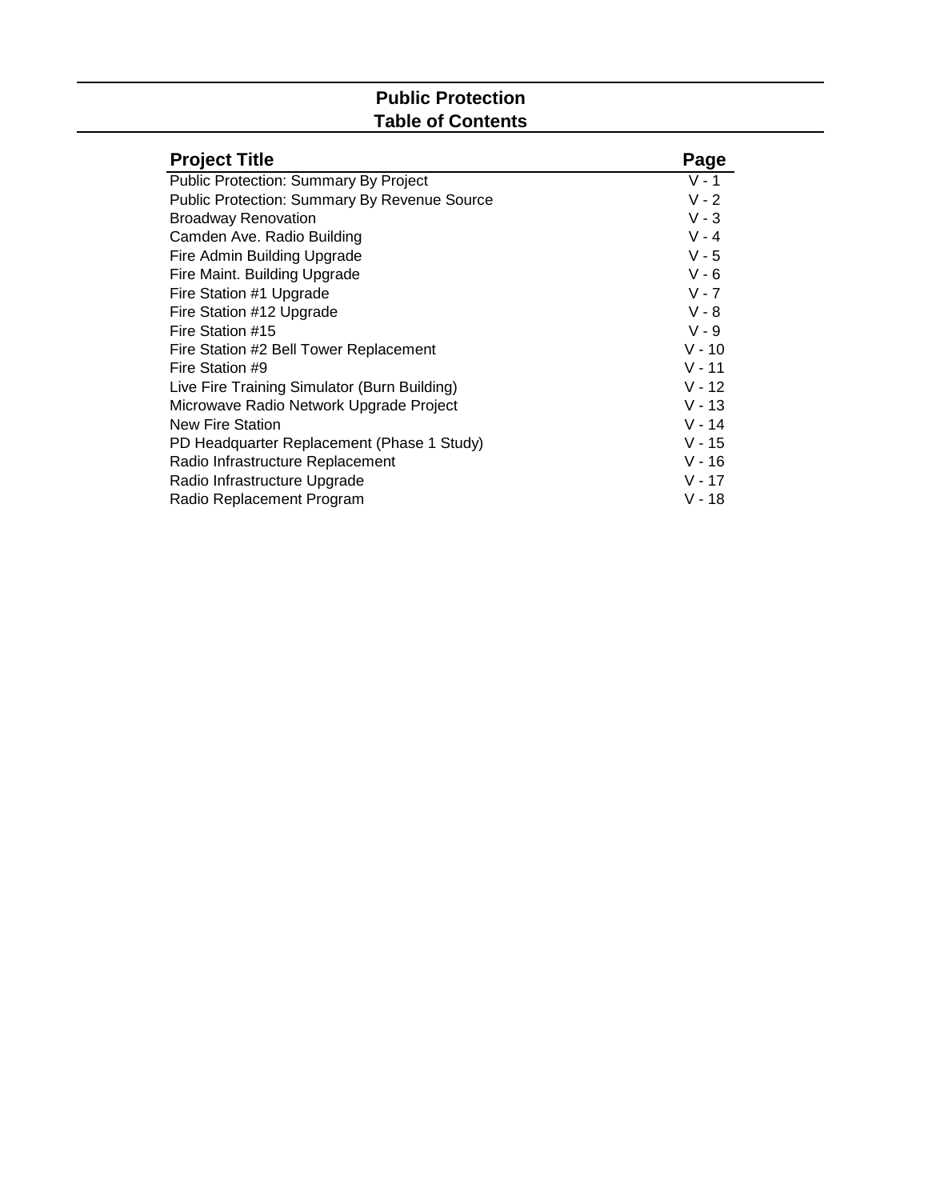# Public Protection
## Table of Contents

| Project Title | Page |
|---|---|
| Public Protection: Summary By Project | V - 1 |
| Public Protection: Summary By Revenue Source | V - 2 |
| Broadway Renovation | V - 3 |
| Camden Ave. Radio Building | V - 4 |
| Fire Admin Building Upgrade | V - 5 |
| Fire Maint. Building Upgrade | V - 6 |
| Fire Station #1 Upgrade | V - 7 |
| Fire Station #12 Upgrade | V - 8 |
| Fire Station #15 | V - 9 |
| Fire Station #2 Bell Tower Replacement | V - 10 |
| Fire Station #9 | V - 11 |
| Live Fire Training Simulator (Burn Building) | V - 12 |
| Microwave Radio Network Upgrade Project | V - 13 |
| New Fire Station | V - 14 |
| PD Headquarter Replacement (Phase 1 Study) | V - 15 |
| Radio Infrastructure Replacement | V - 16 |
| Radio Infrastructure Upgrade | V - 17 |
| Radio Replacement Program | V - 18 |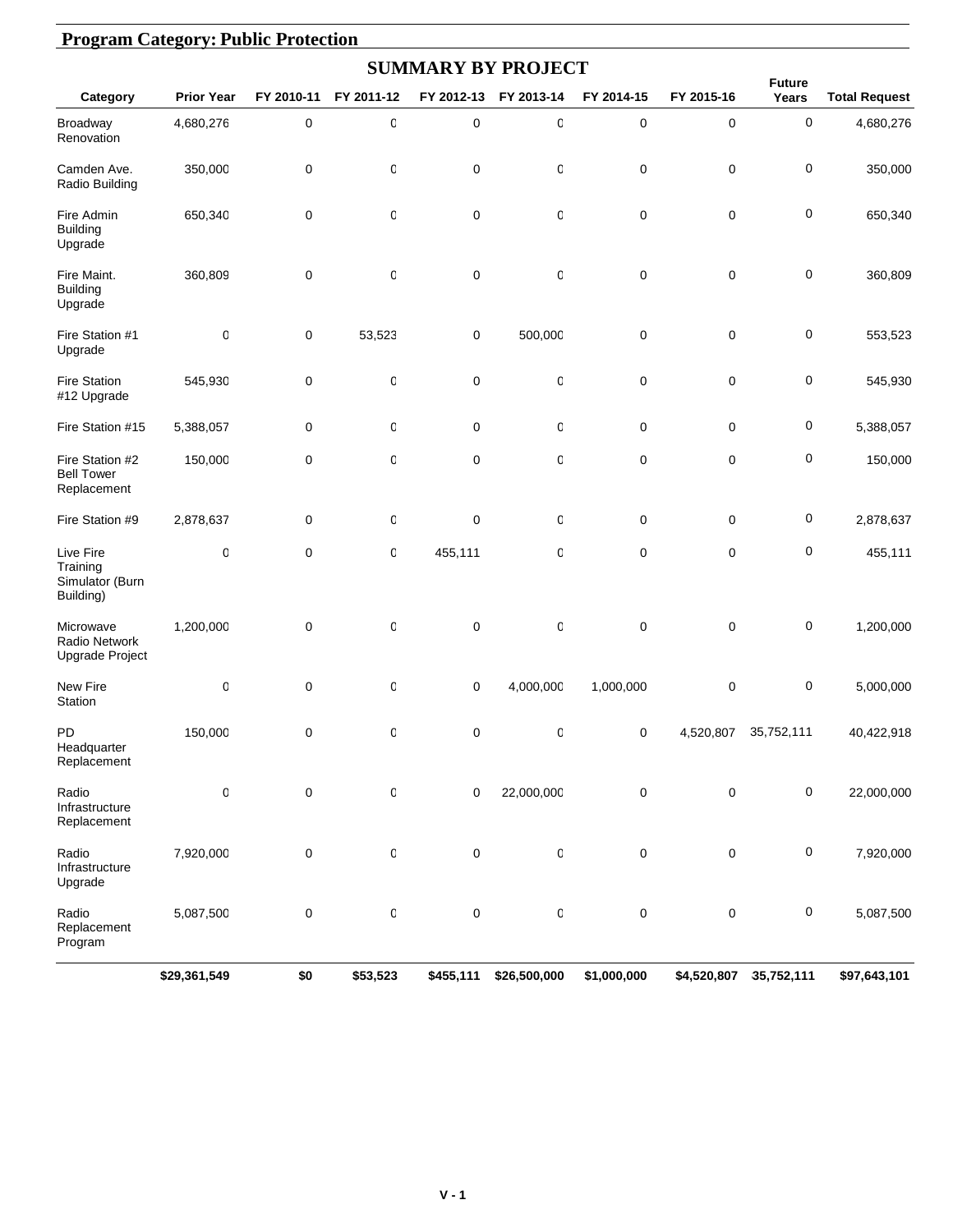## Program Category: Public Protection

### SUMMARY BY PROJECT

| Category | Prior Year | FY 2010-11 | FY 2011-12 | FY 2012-13 | FY 2013-14 | FY 2014-15 | FY 2015-16 | Future Years | Total Request |
|---|---|---|---|---|---|---|---|---|---|
| Broadway Renovation | 4,680,276 | 0 | 0 | 0 | 0 | 0 | 0 | 0 | 4,680,276 |
| Camden Ave. Radio Building | 350,000 | 0 | 0 | 0 | 0 | 0 | 0 | 0 | 350,000 |
| Fire Admin Building Upgrade | 650,340 | 0 | 0 | 0 | 0 | 0 | 0 | 0 | 650,340 |
| Fire Maint. Building Upgrade | 360,809 | 0 | 0 | 0 | 0 | 0 | 0 | 0 | 360,809 |
| Fire Station #1 Upgrade | 0 | 0 | 53,523 | 0 | 500,000 | 0 | 0 | 0 | 553,523 |
| Fire Station #12 Upgrade | 545,930 | 0 | 0 | 0 | 0 | 0 | 0 | 0 | 545,930 |
| Fire Station #15 | 5,388,057 | 0 | 0 | 0 | 0 | 0 | 0 | 0 | 5,388,057 |
| Fire Station #2 Bell Tower Replacement | 150,000 | 0 | 0 | 0 | 0 | 0 | 0 | 0 | 150,000 |
| Fire Station #9 | 2,878,637 | 0 | 0 | 0 | 0 | 0 | 0 | 0 | 2,878,637 |
| Live Fire Training Simulator (Burn Building) | 0 | 0 | 0 | 455,111 | 0 | 0 | 0 | 0 | 455,111 |
| Microwave Radio Network Upgrade Project | 1,200,000 | 0 | 0 | 0 | 0 | 0 | 0 | 0 | 1,200,000 |
| New Fire Station | 0 | 0 | 0 | 0 | 4,000,000 | 1,000,000 | 0 | 0 | 5,000,000 |
| PD Headquarter Replacement | 150,000 | 0 | 0 | 0 | 0 | 0 | 4,520,807 | 35,752,111 | 40,422,918 |
| Radio Infrastructure Replacement | 0 | 0 | 0 | 0 | 22,000,000 | 0 | 0 | 0 | 22,000,000 |
| Radio Infrastructure Upgrade | 7,920,000 | 0 | 0 | 0 | 0 | 0 | 0 | 0 | 7,920,000 |
| Radio Replacement Program | 5,087,500 | 0 | 0 | 0 | 0 | 0 | 0 | 0 | 5,087,500 |
| | **$29,361,549** | **$0** | **$53,523** | **$455,111** | **$26,500,000** | **$1,000,000** | **$4,520,807** | **35,752,111** | **$97,643,101** |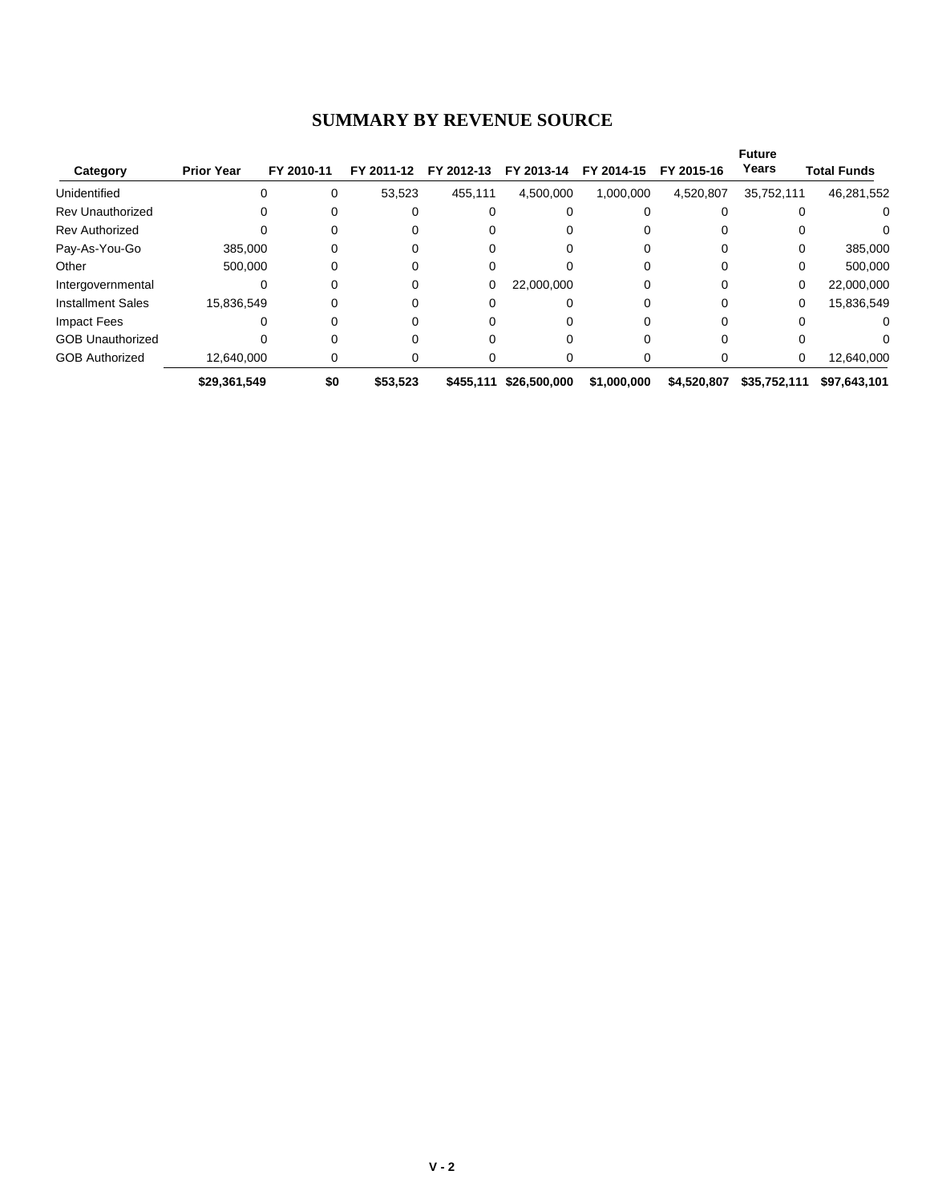## SUMMARY BY REVENUE SOURCE

| Category | Prior Year | FY 2010-11 | FY 2011-12 | FY 2012-13 | FY 2013-14 | FY 2014-15 | FY 2015-16 | Future Years | Total Funds |
|---|---|---|---|---|---|---|---|---|---|
| Unidentified | 0 | 0 | 53,523 | 455,111 | 4,500,000 | 1,000,000 | 4,520,807 | 35,752,111 | 46,281,552 |
| Rev Unauthorized | 0 | 0 | 0 | 0 | 0 | 0 | 0 | 0 | 0 |
| Rev Authorized | 0 | 0 | 0 | 0 | 0 | 0 | 0 | 0 | 0 |
| Pay-As-You-Go | 385,000 | 0 | 0 | 0 | 0 | 0 | 0 | 0 | 385,000 |
| Other | 500,000 | 0 | 0 | 0 | 0 | 0 | 0 | 0 | 500,000 |
| Intergovernmental | 0 | 0 | 0 | 0 | 22,000,000 | 0 | 0 | 0 | 22,000,000 |
| Installment Sales | 15,836,549 | 0 | 0 | 0 | 0 | 0 | 0 | 0 | 15,836,549 |
| Impact Fees | 0 | 0 | 0 | 0 | 0 | 0 | 0 | 0 | 0 |
| GOB Unauthorized | 0 | 0 | 0 | 0 | 0 | 0 | 0 | 0 | 0 |
| GOB Authorized | 12,640,000 | 0 | 0 | 0 | 0 | 0 | 0 | 0 | 12,640,000 |
| | **$29,361,549** | **$0** | **$53,523** | **$455,111** | **$26,500,000** | **$1,000,000** | **$4,520,807** | **$35,752,111** | **$97,643,101** |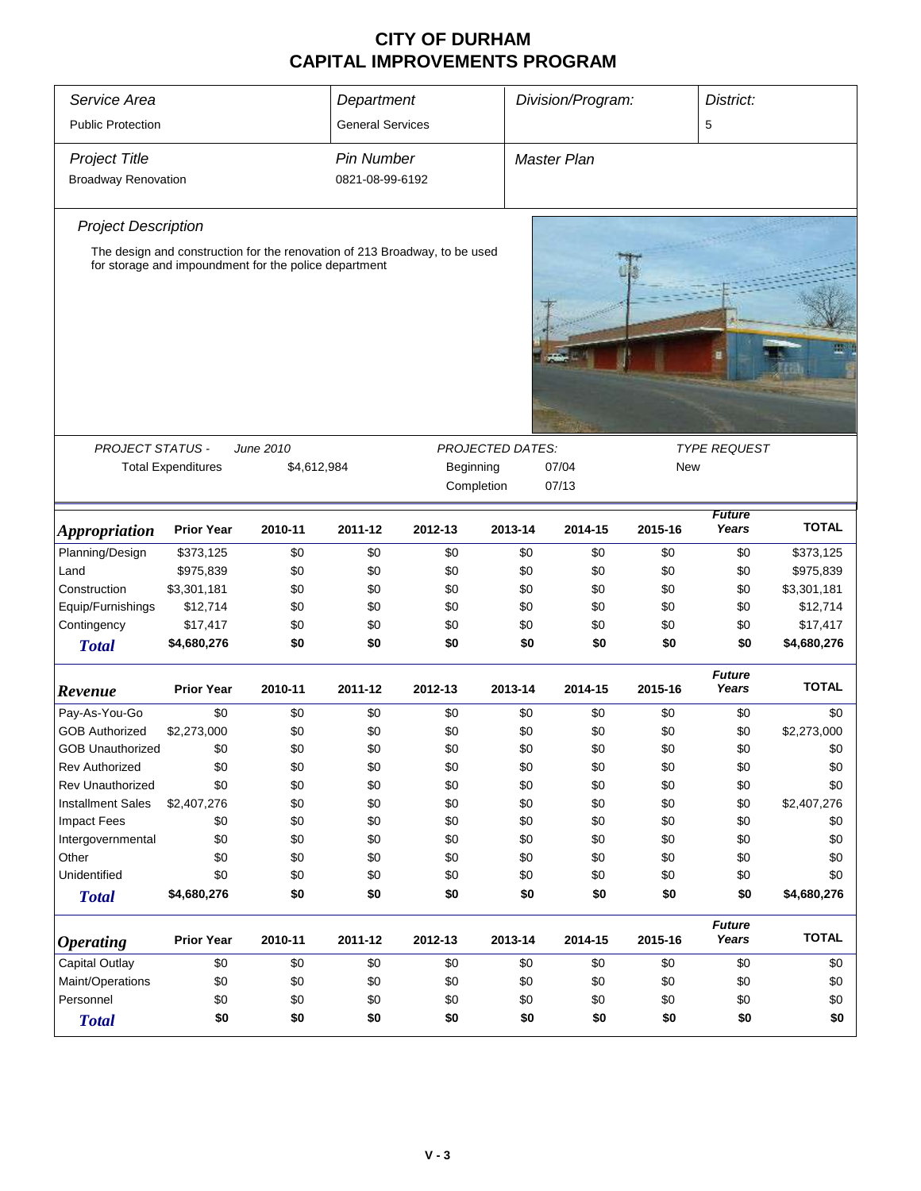# CITY OF DURHAM
# CAPITAL IMPROVEMENTS PROGRAM

| *Service Area* | *Department* | *Division/Program:* | *District:* |
|---|---|---|---|
| Public Protection | General Services | | 5 |

| *Project Title* | *Pin Number* | *Master Plan* |
|---|---|---|
| Broadway Renovation | 0821-08-99-6192 | |

*Project Description*

The design and construction for the renovation of 213 Broadway, to be used for storage and impoundment for the police department

| *PROJECT STATUS -* | *June 2010* | *PROJECTED DATES:* | | *TYPE REQUEST* |
|---|---|---|---|---|
| Total Expenditures | $4,612,984 | Beginning | 07/04 | New |
| | | Completion | 07/13 | |

| ***Appropriation*** | **Prior Year** | **2010-11** | **2011-12** | **2012-13** | **2013-14** | **2014-15** | **2015-16** | ***Future Years*** | **TOTAL** |
|---|---|---|---|---|---|---|---|---|---|
| Planning/Design | $373,125 | $0 | $0 | $0 | $0 | $0 | $0 | $0 | $373,125 |
| Land | $975,839 | $0 | $0 | $0 | $0 | $0 | $0 | $0 | $975,839 |
| Construction | $3,301,181 | $0 | $0 | $0 | $0 | $0 | $0 | $0 | $3,301,181 |
| Equip/Furnishings | $12,714 | $0 | $0 | $0 | $0 | $0 | $0 | $0 | $12,714 |
| Contingency | $17,417 | $0 | $0 | $0 | $0 | $0 | $0 | $0 | $17,417 |
| ***Total*** | **$4,680,276** | **$0** | **$0** | **$0** | **$0** | **$0** | **$0** | **$0** | **$4,680,276** |

| ***Revenue*** | **Prior Year** | **2010-11** | **2011-12** | **2012-13** | **2013-14** | **2014-15** | **2015-16** | ***Future Years*** | **TOTAL** |
|---|---|---|---|---|---|---|---|---|---|
| Pay-As-You-Go | $0 | $0 | $0 | $0 | $0 | $0 | $0 | $0 | $0 |
| GOB Authorized | $2,273,000 | $0 | $0 | $0 | $0 | $0 | $0 | $0 | $2,273,000 |
| GOB Unauthorized | $0 | $0 | $0 | $0 | $0 | $0 | $0 | $0 | $0 |
| Rev Authorized | $0 | $0 | $0 | $0 | $0 | $0 | $0 | $0 | $0 |
| Rev Unauthorized | $0 | $0 | $0 | $0 | $0 | $0 | $0 | $0 | $0 |
| Installment Sales | $2,407,276 | $0 | $0 | $0 | $0 | $0 | $0 | $0 | $2,407,276 |
| Impact Fees | $0 | $0 | $0 | $0 | $0 | $0 | $0 | $0 | $0 |
| Intergovernmental | $0 | $0 | $0 | $0 | $0 | $0 | $0 | $0 | $0 |
| Other | $0 | $0 | $0 | $0 | $0 | $0 | $0 | $0 | $0 |
| Unidentified | $0 | $0 | $0 | $0 | $0 | $0 | $0 | $0 | $0 |
| ***Total*** | **$4,680,276** | **$0** | **$0** | **$0** | **$0** | **$0** | **$0** | **$0** | **$4,680,276** |

| ***Operating*** | **Prior Year** | **2010-11** | **2011-12** | **2012-13** | **2013-14** | **2014-15** | **2015-16** | ***Future Years*** | **TOTAL** |
|---|---|---|---|---|---|---|---|---|---|
| Capital Outlay | $0 | $0 | $0 | $0 | $0 | $0 | $0 | $0 | $0 |
| Maint/Operations | $0 | $0 | $0 | $0 | $0 | $0 | $0 | $0 | $0 |
| Personnel | $0 | $0 | $0 | $0 | $0 | $0 | $0 | $0 | $0 |
| ***Total*** | **$0** | **$0** | **$0** | **$0** | **$0** | **$0** | **$0** | **$0** | **$0** |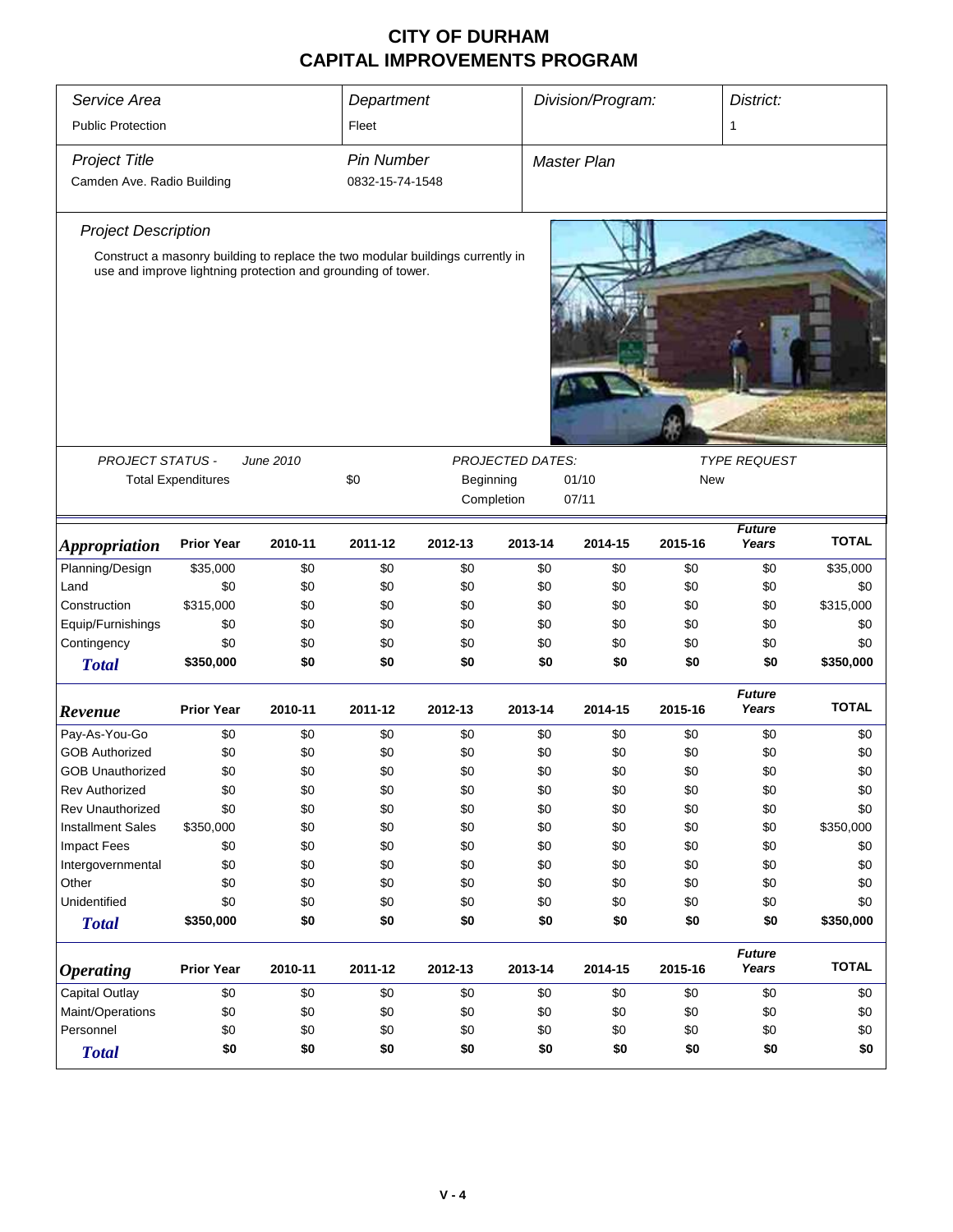# CITY OF DURHAM
# CAPITAL IMPROVEMENTS PROGRAM

| *Service Area* | *Department* | *Division/Program:* | *District:* |
|---|---|---|---|
| Public Protection | Fleet | | 1 |

| *Project Title* | *Pin Number* | *Master Plan* |
|---|---|---|
| Camden Ave. Radio Building | 0832-15-74-1548 | |

*Project Description*

Construct a masonry building to replace the two modular buildings currently in use and improve lightning protection and grounding of tower.

*PROJECT STATUS -* *June 2010*

Total Expenditures $0

*PROJECTED DATES:*

Beginning 01/10

Completion 07/11

*TYPE REQUEST*

New

| ***Appropriation*** | **Prior Year** | **2010-11** | **2011-12** | **2012-13** | **2013-14** | **2014-15** | **2015-16** | ***Future Years*** | **TOTAL** |
|---|---|---|---|---|---|---|---|---|---|
| Planning/Design | $35,000 | $0 | $0 | $0 | $0 | $0 | $0 | $0 | $35,000 |
| Land | $0 | $0 | $0 | $0 | $0 | $0 | $0 | $0 | $0 |
| Construction | $315,000 | $0 | $0 | $0 | $0 | $0 | $0 | $0 | $315,000 |
| Equip/Furnishings | $0 | $0 | $0 | $0 | $0 | $0 | $0 | $0 | $0 |
| Contingency | $0 | $0 | $0 | $0 | $0 | $0 | $0 | $0 | $0 |
| ***Total*** | **$350,000** | **$0** | **$0** | **$0** | **$0** | **$0** | **$0** | **$0** | **$350,000** |

| ***Revenue*** | **Prior Year** | **2010-11** | **2011-12** | **2012-13** | **2013-14** | **2014-15** | **2015-16** | ***Future Years*** | **TOTAL** |
|---|---|---|---|---|---|---|---|---|---|
| Pay-As-You-Go | $0 | $0 | $0 | $0 | $0 | $0 | $0 | $0 | $0 |
| GOB Authorized | $0 | $0 | $0 | $0 | $0 | $0 | $0 | $0 | $0 |
| GOB Unauthorized | $0 | $0 | $0 | $0 | $0 | $0 | $0 | $0 | $0 |
| Rev Authorized | $0 | $0 | $0 | $0 | $0 | $0 | $0 | $0 | $0 |
| Rev Unauthorized | $0 | $0 | $0 | $0 | $0 | $0 | $0 | $0 | $0 |
| Installment Sales | $350,000 | $0 | $0 | $0 | $0 | $0 | $0 | $0 | $350,000 |
| Impact Fees | $0 | $0 | $0 | $0 | $0 | $0 | $0 | $0 | $0 |
| Intergovernmental | $0 | $0 | $0 | $0 | $0 | $0 | $0 | $0 | $0 |
| Other | $0 | $0 | $0 | $0 | $0 | $0 | $0 | $0 | $0 |
| Unidentified | $0 | $0 | $0 | $0 | $0 | $0 | $0 | $0 | $0 |
| ***Total*** | **$350,000** | **$0** | **$0** | **$0** | **$0** | **$0** | **$0** | **$0** | **$350,000** |

| ***Operating*** | **Prior Year** | **2010-11** | **2011-12** | **2012-13** | **2013-14** | **2014-15** | **2015-16** | ***Future Years*** | **TOTAL** |
|---|---|---|---|---|---|---|---|---|---|
| Capital Outlay | $0 | $0 | $0 | $0 | $0 | $0 | $0 | $0 | $0 |
| Maint/Operations | $0 | $0 | $0 | $0 | $0 | $0 | $0 | $0 | $0 |
| Personnel | $0 | $0 | $0 | $0 | $0 | $0 | $0 | $0 | $0 |
| ***Total*** | **$0** | **$0** | **$0** | **$0** | **$0** | **$0** | **$0** | **$0** | **$0** |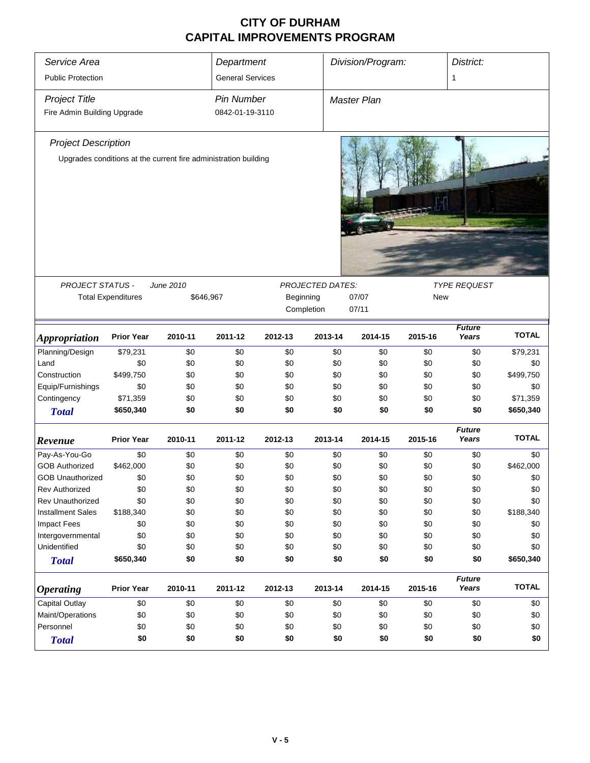# CITY OF DURHAM
# CAPITAL IMPROVEMENTS PROGRAM

| *Service Area* | *Department* | *Division/Program:* | *District:* |
|---|---|---|---|
| Public Protection | General Services | | 1 |

| *Project Title* | *Pin Number* | *Master Plan* |
|---|---|---|
| Fire Admin Building Upgrade | 0842-01-19-3110 | |

*Project Description*

Upgrades conditions at the current fire administration building

| *PROJECT STATUS -* | *June 2010* | *PROJECTED DATES:* | | *TYPE REQUEST* |
|---|---|---|---|---|
| Total Expenditures | $646,967 | Beginning | 07/07 | New |
| | | Completion | 07/11 | |

| *Appropriation* | Prior Year | 2010-11 | 2011-12 | 2012-13 | 2013-14 | 2014-15 | 2015-16 | *Future Years* | TOTAL |
|---|---|---|---|---|---|---|---|---|---|
| Planning/Design | $79,231 | $0 | $0 | $0 | $0 | $0 | $0 | $0 | $79,231 |
| Land | $0 | $0 | $0 | $0 | $0 | $0 | $0 | $0 | $0 |
| Construction | $499,750 | $0 | $0 | $0 | $0 | $0 | $0 | $0 | $499,750 |
| Equip/Furnishings | $0 | $0 | $0 | $0 | $0 | $0 | $0 | $0 | $0 |
| Contingency | $71,359 | $0 | $0 | $0 | $0 | $0 | $0 | $0 | $71,359 |
| ***Total*** | **$650,340** | **$0** | **$0** | **$0** | **$0** | **$0** | **$0** | **$0** | **$650,340** |

| *Revenue* | Prior Year | 2010-11 | 2011-12 | 2012-13 | 2013-14 | 2014-15 | 2015-16 | *Future Years* | TOTAL |
|---|---|---|---|---|---|---|---|---|---|
| Pay-As-You-Go | $0 | $0 | $0 | $0 | $0 | $0 | $0 | $0 | $0 |
| GOB Authorized | $462,000 | $0 | $0 | $0 | $0 | $0 | $0 | $0 | $462,000 |
| GOB Unauthorized | $0 | $0 | $0 | $0 | $0 | $0 | $0 | $0 | $0 |
| Rev Authorized | $0 | $0 | $0 | $0 | $0 | $0 | $0 | $0 | $0 |
| Rev Unauthorized | $0 | $0 | $0 | $0 | $0 | $0 | $0 | $0 | $0 |
| Installment Sales | $188,340 | $0 | $0 | $0 | $0 | $0 | $0 | $0 | $188,340 |
| Impact Fees | $0 | $0 | $0 | $0 | $0 | $0 | $0 | $0 | $0 |
| Intergovernmental | $0 | $0 | $0 | $0 | $0 | $0 | $0 | $0 | $0 |
| Unidentified | $0 | $0 | $0 | $0 | $0 | $0 | $0 | $0 | $0 |
| ***Total*** | **$650,340** | **$0** | **$0** | **$0** | **$0** | **$0** | **$0** | **$0** | **$650,340** |

| *Operating* | Prior Year | 2010-11 | 2011-12 | 2012-13 | 2013-14 | 2014-15 | 2015-16 | *Future Years* | TOTAL |
|---|---|---|---|---|---|---|---|---|---|
| Capital Outlay | $0 | $0 | $0 | $0 | $0 | $0 | $0 | $0 | $0 |
| Maint/Operations | $0 | $0 | $0 | $0 | $0 | $0 | $0 | $0 | $0 |
| Personnel | $0 | $0 | $0 | $0 | $0 | $0 | $0 | $0 | $0 |
| ***Total*** | **$0** | **$0** | **$0** | **$0** | **$0** | **$0** | **$0** | **$0** | **$0** |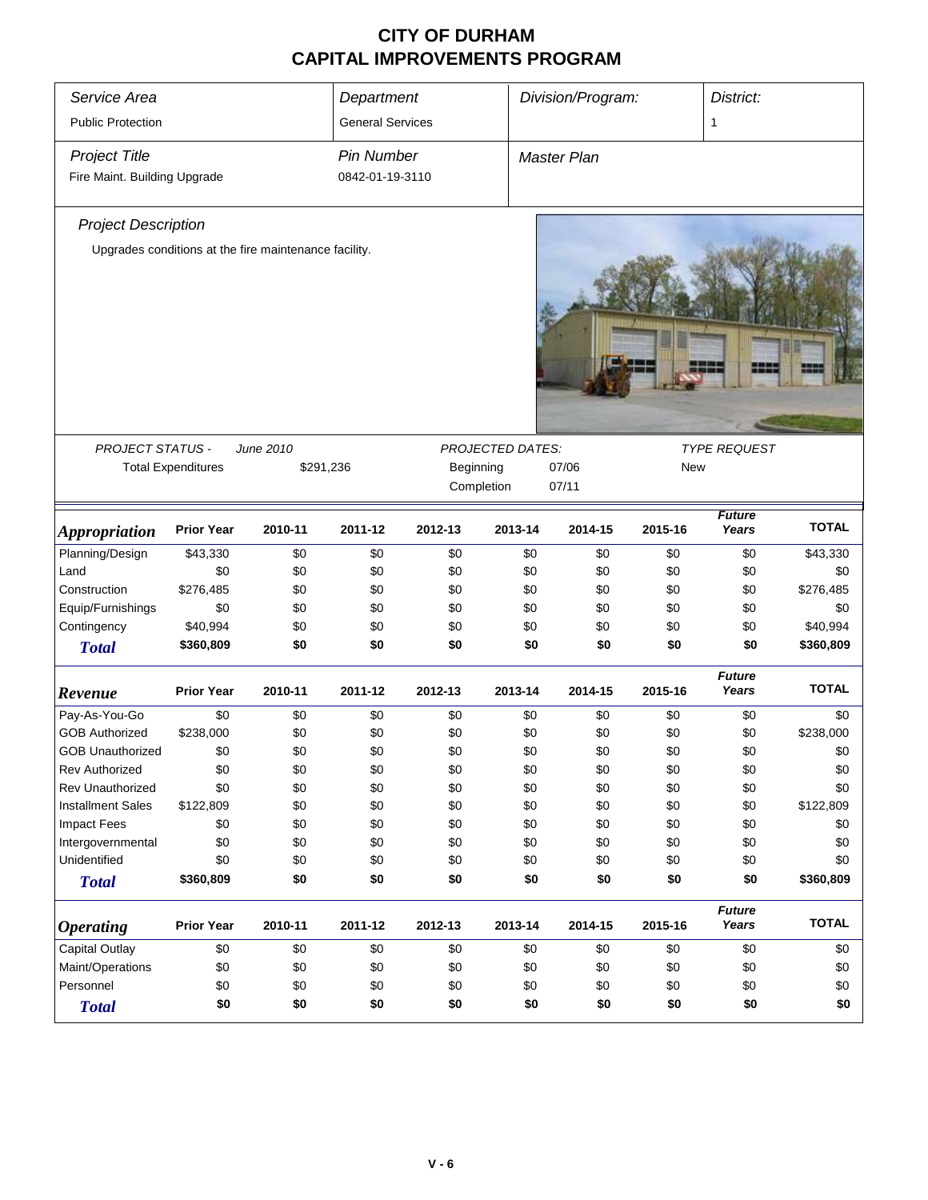# CITY OF DURHAM
# CAPITAL IMPROVEMENTS PROGRAM

| *Service Area* | *Department* | *Division/Program:* | *District:* |
|---|---|---|---|
| Public Protection | General Services | | 1 |

| *Project Title* | *Pin Number* | *Master Plan* |
|---|---|---|
| Fire Maint. Building Upgrade | 0842-01-19-3110 | |

*Project Description*

Upgrades conditions at the fire maintenance facility.

| *PROJECT STATUS -* | *June 2010* | *PROJECTED DATES:* | | *TYPE REQUEST* |
|---|---|---|---|---|
| Total Expenditures | $291,236 | Beginning | 07/06 | New |
| | | Completion | 07/11 | |

| *Appropriation* | Prior Year | 2010-11 | 2011-12 | 2012-13 | 2013-14 | 2014-15 | 2015-16 | *Future Years* | TOTAL |
|---|---|---|---|---|---|---|---|---|---|
| Planning/Design | $43,330 | $0 | $0 | $0 | $0 | $0 | $0 | $0 | $43,330 |
| Land | $0 | $0 | $0 | $0 | $0 | $0 | $0 | $0 | $0 |
| Construction | $276,485 | $0 | $0 | $0 | $0 | $0 | $0 | $0 | $276,485 |
| Equip/Furnishings | $0 | $0 | $0 | $0 | $0 | $0 | $0 | $0 | $0 |
| Contingency | $40,994 | $0 | $0 | $0 | $0 | $0 | $0 | $0 | $40,994 |
| ***Total*** | **$360,809** | **$0** | **$0** | **$0** | **$0** | **$0** | **$0** | **$0** | **$360,809** |

| *Revenue* | Prior Year | 2010-11 | 2011-12 | 2012-13 | 2013-14 | 2014-15 | 2015-16 | *Future Years* | TOTAL |
|---|---|---|---|---|---|---|---|---|---|
| Pay-As-You-Go | $0 | $0 | $0 | $0 | $0 | $0 | $0 | $0 | $0 |
| GOB Authorized | $238,000 | $0 | $0 | $0 | $0 | $0 | $0 | $0 | $238,000 |
| GOB Unauthorized | $0 | $0 | $0 | $0 | $0 | $0 | $0 | $0 | $0 |
| Rev Authorized | $0 | $0 | $0 | $0 | $0 | $0 | $0 | $0 | $0 |
| Rev Unauthorized | $0 | $0 | $0 | $0 | $0 | $0 | $0 | $0 | $0 |
| Installment Sales | $122,809 | $0 | $0 | $0 | $0 | $0 | $0 | $0 | $122,809 |
| Impact Fees | $0 | $0 | $0 | $0 | $0 | $0 | $0 | $0 | $0 |
| Intergovernmental | $0 | $0 | $0 | $0 | $0 | $0 | $0 | $0 | $0 |
| Unidentified | $0 | $0 | $0 | $0 | $0 | $0 | $0 | $0 | $0 |
| ***Total*** | **$360,809** | **$0** | **$0** | **$0** | **$0** | **$0** | **$0** | **$0** | **$360,809** |

| *Operating* | Prior Year | 2010-11 | 2011-12 | 2012-13 | 2013-14 | 2014-15 | 2015-16 | *Future Years* | TOTAL |
|---|---|---|---|---|---|---|---|---|---|
| Capital Outlay | $0 | $0 | $0 | $0 | $0 | $0 | $0 | $0 | $0 |
| Maint/Operations | $0 | $0 | $0 | $0 | $0 | $0 | $0 | $0 | $0 |
| Personnel | $0 | $0 | $0 | $0 | $0 | $0 | $0 | $0 | $0 |
| ***Total*** | **$0** | **$0** | **$0** | **$0** | **$0** | **$0** | **$0** | **$0** | **$0** |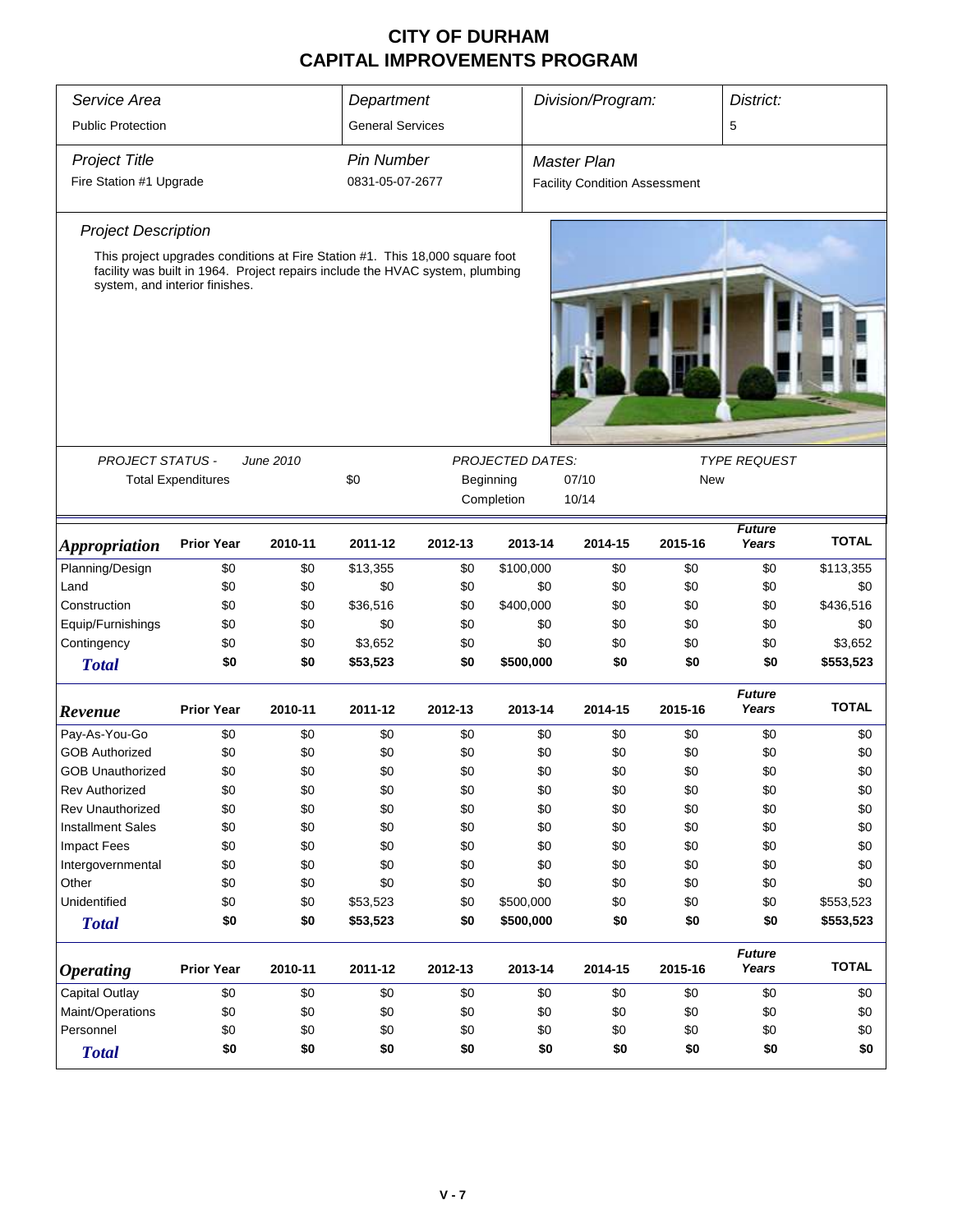# CITY OF DURHAM
# CAPITAL IMPROVEMENTS PROGRAM

| Service Area | Department | Division/Program: | District: |
|---|---|---|---|
| Public Protection | General Services | | 5 |

| Project Title | Pin Number | Master Plan |
|---|---|---|
| Fire Station #1 Upgrade | 0831-05-07-2677 | Facility Condition Assessment |

*Project Description*

This project upgrades conditions at Fire Station #1. This 18,000 square foot facility was built in 1964. Project repairs include the HVAC system, plumbing system, and interior finishes.

| PROJECT STATUS - June 2010 | | PROJECTED DATES: | | TYPE REQUEST |
|---|---|---|---|---|
| Total Expenditures | $0 | Beginning | 07/10 | New |
| | | Completion | 10/14 | |

| *Appropriation* | Prior Year | 2010-11 | 2011-12 | 2012-13 | 2013-14 | 2014-15 | 2015-16 | *Future Years* | TOTAL |
|---|---|---|---|---|---|---|---|---|---|
| Planning/Design | $0 | $0 | $13,355 | $0 | $100,000 | $0 | $0 | $0 | $113,355 |
| Land | $0 | $0 | $0 | $0 | $0 | $0 | $0 | $0 | $0 |
| Construction | $0 | $0 | $36,516 | $0 | $400,000 | $0 | $0 | $0 | $436,516 |
| Equip/Furnishings | $0 | $0 | $0 | $0 | $0 | $0 | $0 | $0 | $0 |
| Contingency | $0 | $0 | $3,652 | $0 | $0 | $0 | $0 | $0 | $3,652 |
| ***Total*** | **$0** | **$0** | **$53,523** | **$0** | **$500,000** | **$0** | **$0** | **$0** | **$553,523** |

| *Revenue* | Prior Year | 2010-11 | 2011-12 | 2012-13 | 2013-14 | 2014-15 | 2015-16 | *Future Years* | TOTAL |
|---|---|---|---|---|---|---|---|---|---|
| Pay-As-You-Go | $0 | $0 | $0 | $0 | $0 | $0 | $0 | $0 | $0 |
| GOB Authorized | $0 | $0 | $0 | $0 | $0 | $0 | $0 | $0 | $0 |
| GOB Unauthorized | $0 | $0 | $0 | $0 | $0 | $0 | $0 | $0 | $0 |
| Rev Authorized | $0 | $0 | $0 | $0 | $0 | $0 | $0 | $0 | $0 |
| Rev Unauthorized | $0 | $0 | $0 | $0 | $0 | $0 | $0 | $0 | $0 |
| Installment Sales | $0 | $0 | $0 | $0 | $0 | $0 | $0 | $0 | $0 |
| Impact Fees | $0 | $0 | $0 | $0 | $0 | $0 | $0 | $0 | $0 |
| Intergovernmental | $0 | $0 | $0 | $0 | $0 | $0 | $0 | $0 | $0 |
| Other | $0 | $0 | $0 | $0 | $0 | $0 | $0 | $0 | $0 |
| Unidentified | $0 | $0 | $53,523 | $0 | $500,000 | $0 | $0 | $0 | $553,523 |
| ***Total*** | **$0** | **$0** | **$53,523** | **$0** | **$500,000** | **$0** | **$0** | **$0** | **$553,523** |

| *Operating* | Prior Year | 2010-11 | 2011-12 | 2012-13 | 2013-14 | 2014-15 | 2015-16 | *Future Years* | TOTAL |
|---|---|---|---|---|---|---|---|---|---|
| Capital Outlay | $0 | $0 | $0 | $0 | $0 | $0 | $0 | $0 | $0 |
| Maint/Operations | $0 | $0 | $0 | $0 | $0 | $0 | $0 | $0 | $0 |
| Personnel | $0 | $0 | $0 | $0 | $0 | $0 | $0 | $0 | $0 |
| ***Total*** | **$0** | **$0** | **$0** | **$0** | **$0** | **$0** | **$0** | **$0** | **$0** |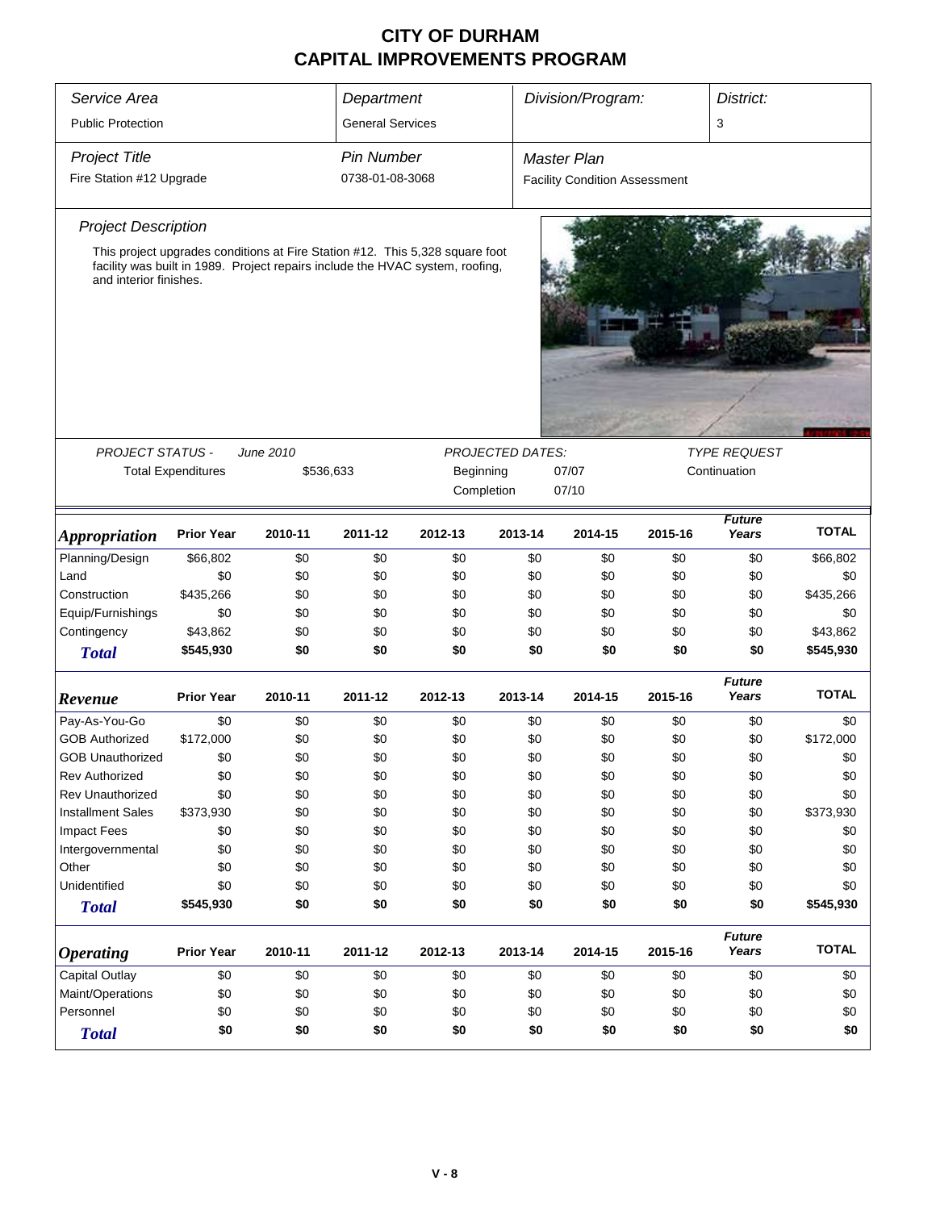# CITY OF DURHAM
# CAPITAL IMPROVEMENTS PROGRAM

| *Service Area* | *Department* | *Division/Program:* | *District:* |
|---|---|---|---|
| Public Protection | General Services | | 3 |

| *Project Title* | *Pin Number* | *Master Plan* |
|---|---|---|
| Fire Station #12 Upgrade | 0738-01-08-3068 | Facility Condition Assessment |

*Project Description*

This project upgrades conditions at Fire Station #12. This 5,328 square foot facility was built in 1989. Project repairs include the HVAC system, roofing, and interior finishes.

| *PROJECT STATUS -* | *June 2010* | *PROJECTED DATES:* | | *TYPE REQUEST* |
|---|---|---|---|---|
| Total Expenditures | $536,633 | Beginning | 07/07 | Continuation |
| | | Completion | 07/10 | |

| *Appropriation* | Prior Year | 2010-11 | 2011-12 | 2012-13 | 2013-14 | 2014-15 | 2015-16 | *Future Years* | TOTAL |
|---|---|---|---|---|---|---|---|---|---|
| Planning/Design | $66,802 | $0 | $0 | $0 | $0 | $0 | $0 | $0 | $66,802 |
| Land | $0 | $0 | $0 | $0 | $0 | $0 | $0 | $0 | $0 |
| Construction | $435,266 | $0 | $0 | $0 | $0 | $0 | $0 | $0 | $435,266 |
| Equip/Furnishings | $0 | $0 | $0 | $0 | $0 | $0 | $0 | $0 | $0 |
| Contingency | $43,862 | $0 | $0 | $0 | $0 | $0 | $0 | $0 | $43,862 |
| ***Total*** | **$545,930** | **$0** | **$0** | **$0** | **$0** | **$0** | **$0** | **$0** | **$545,930** |

| *Revenue* | Prior Year | 2010-11 | 2011-12 | 2012-13 | 2013-14 | 2014-15 | 2015-16 | *Future Years* | TOTAL |
|---|---|---|---|---|---|---|---|---|---|
| Pay-As-You-Go | $0 | $0 | $0 | $0 | $0 | $0 | $0 | $0 | $0 |
| GOB Authorized | $172,000 | $0 | $0 | $0 | $0 | $0 | $0 | $0 | $172,000 |
| GOB Unauthorized | $0 | $0 | $0 | $0 | $0 | $0 | $0 | $0 | $0 |
| Rev Authorized | $0 | $0 | $0 | $0 | $0 | $0 | $0 | $0 | $0 |
| Rev Unauthorized | $0 | $0 | $0 | $0 | $0 | $0 | $0 | $0 | $0 |
| Installment Sales | $373,930 | $0 | $0 | $0 | $0 | $0 | $0 | $0 | $373,930 |
| Impact Fees | $0 | $0 | $0 | $0 | $0 | $0 | $0 | $0 | $0 |
| Intergovernmental | $0 | $0 | $0 | $0 | $0 | $0 | $0 | $0 | $0 |
| Other | $0 | $0 | $0 | $0 | $0 | $0 | $0 | $0 | $0 |
| Unidentified | $0 | $0 | $0 | $0 | $0 | $0 | $0 | $0 | $0 |
| ***Total*** | **$545,930** | **$0** | **$0** | **$0** | **$0** | **$0** | **$0** | **$0** | **$545,930** |

| *Operating* | Prior Year | 2010-11 | 2011-12 | 2012-13 | 2013-14 | 2014-15 | 2015-16 | *Future Years* | TOTAL |
|---|---|---|---|---|---|---|---|---|---|
| Capital Outlay | $0 | $0 | $0 | $0 | $0 | $0 | $0 | $0 | $0 |
| Maint/Operations | $0 | $0 | $0 | $0 | $0 | $0 | $0 | $0 | $0 |
| Personnel | $0 | $0 | $0 | $0 | $0 | $0 | $0 | $0 | $0 |
| ***Total*** | **$0** | **$0** | **$0** | **$0** | **$0** | **$0** | **$0** | **$0** | **$0** |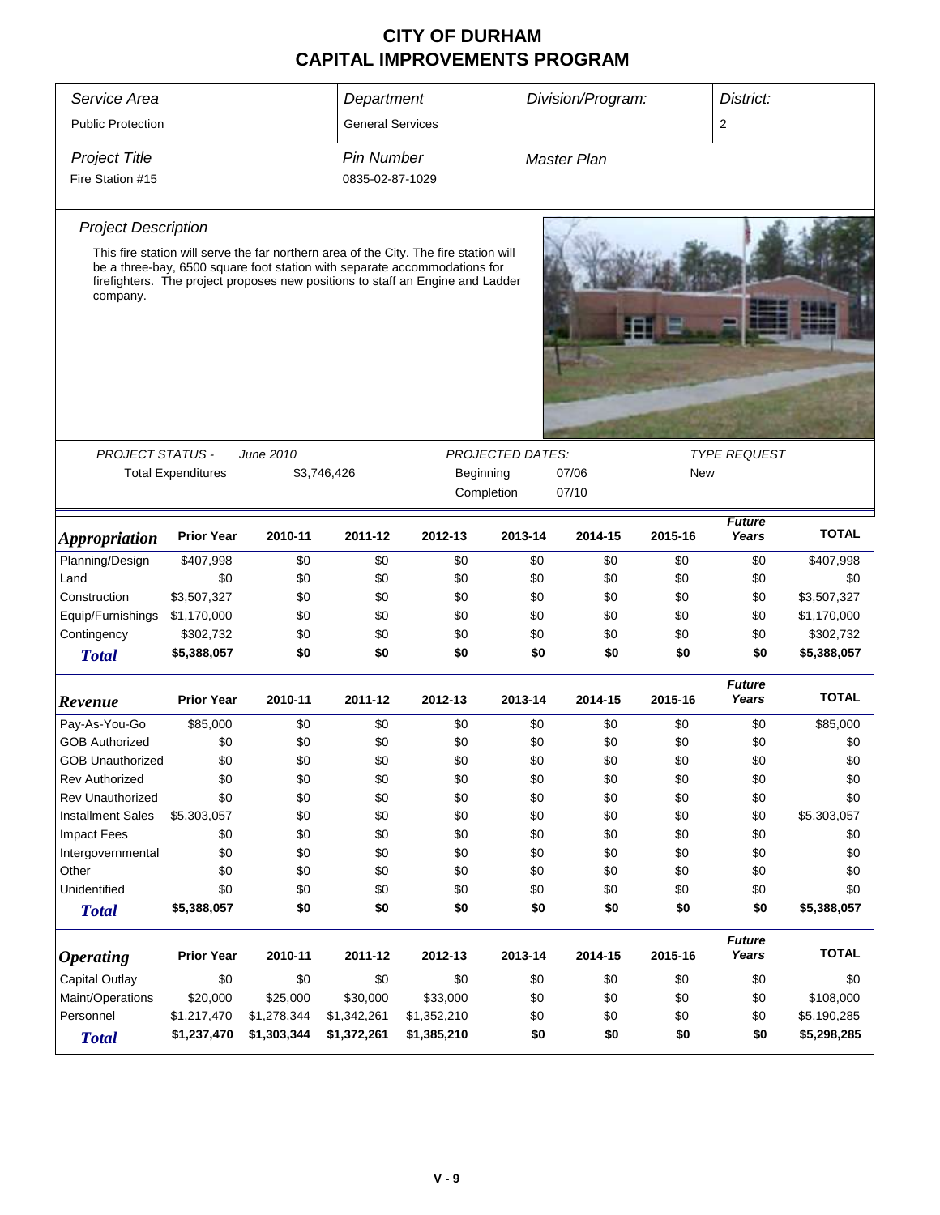# CITY OF DURHAM
# CAPITAL IMPROVEMENTS PROGRAM

| *Service Area* | *Department* | *Division/Program:* | *District:* |
|---|---|---|---|
| Public Protection | General Services | | 2 |

| *Project Title* | *Pin Number* | *Master Plan* |
|---|---|---|
| Fire Station #15 | 0835-02-87-1029 | |

*Project Description*

This fire station will serve the far northern area of the City. The fire station will be a three-bay, 6500 square foot station with separate accommodations for firefighters. The project proposes new positions to staff an Engine and Ladder company.

*PROJECT STATUS -* *June 2010*

Total Expenditures $3,746,426

*PROJECTED DATES:*

Beginning 07/06

Completion 07/10

*TYPE REQUEST*

New

| *Appropriation* | Prior Year | 2010-11 | 2011-12 | 2012-13 | 2013-14 | 2014-15 | 2015-16 | *Future Years* | TOTAL |
|---|---|---|---|---|---|---|---|---|---|
| Planning/Design | $407,998 | $0 | $0 | $0 | $0 | $0 | $0 | $0 | $407,998 |
| Land | $0 | $0 | $0 | $0 | $0 | $0 | $0 | $0 | $0 |
| Construction | $3,507,327 | $0 | $0 | $0 | $0 | $0 | $0 | $0 | $3,507,327 |
| Equip/Furnishings | $1,170,000 | $0 | $0 | $0 | $0 | $0 | $0 | $0 | $1,170,000 |
| Contingency | $302,732 | $0 | $0 | $0 | $0 | $0 | $0 | $0 | $302,732 |
| ***Total*** | **$5,388,057** | **$0** | **$0** | **$0** | **$0** | **$0** | **$0** | **$0** | **$5,388,057** |

| *Revenue* | Prior Year | 2010-11 | 2011-12 | 2012-13 | 2013-14 | 2014-15 | 2015-16 | *Future Years* | TOTAL |
|---|---|---|---|---|---|---|---|---|---|
| Pay-As-You-Go | $85,000 | $0 | $0 | $0 | $0 | $0 | $0 | $0 | $85,000 |
| GOB Authorized | $0 | $0 | $0 | $0 | $0 | $0 | $0 | $0 | $0 |
| GOB Unauthorized | $0 | $0 | $0 | $0 | $0 | $0 | $0 | $0 | $0 |
| Rev Authorized | $0 | $0 | $0 | $0 | $0 | $0 | $0 | $0 | $0 |
| Rev Unauthorized | $0 | $0 | $0 | $0 | $0 | $0 | $0 | $0 | $0 |
| Installment Sales | $5,303,057 | $0 | $0 | $0 | $0 | $0 | $0 | $0 | $5,303,057 |
| Impact Fees | $0 | $0 | $0 | $0 | $0 | $0 | $0 | $0 | $0 |
| Intergovernmental | $0 | $0 | $0 | $0 | $0 | $0 | $0 | $0 | $0 |
| Other | $0 | $0 | $0 | $0 | $0 | $0 | $0 | $0 | $0 |
| Unidentified | $0 | $0 | $0 | $0 | $0 | $0 | $0 | $0 | $0 |
| ***Total*** | **$5,388,057** | **$0** | **$0** | **$0** | **$0** | **$0** | **$0** | **$0** | **$5,388,057** |

| *Operating* | Prior Year | 2010-11 | 2011-12 | 2012-13 | 2013-14 | 2014-15 | 2015-16 | *Future Years* | TOTAL |
|---|---|---|---|---|---|---|---|---|---|
| Capital Outlay | $0 | $0 | $0 | $0 | $0 | $0 | $0 | $0 | $0 |
| Maint/Operations | $20,000 | $25,000 | $30,000 | $33,000 | $0 | $0 | $0 | $0 | $108,000 |
| Personnel | $1,217,470 | $1,278,344 | $1,342,261 | $1,352,210 | $0 | $0 | $0 | $0 | $5,190,285 |
| ***Total*** | **$1,237,470** | **$1,303,344** | **$1,372,261** | **$1,385,210** | **$0** | **$0** | **$0** | **$0** | **$5,298,285** |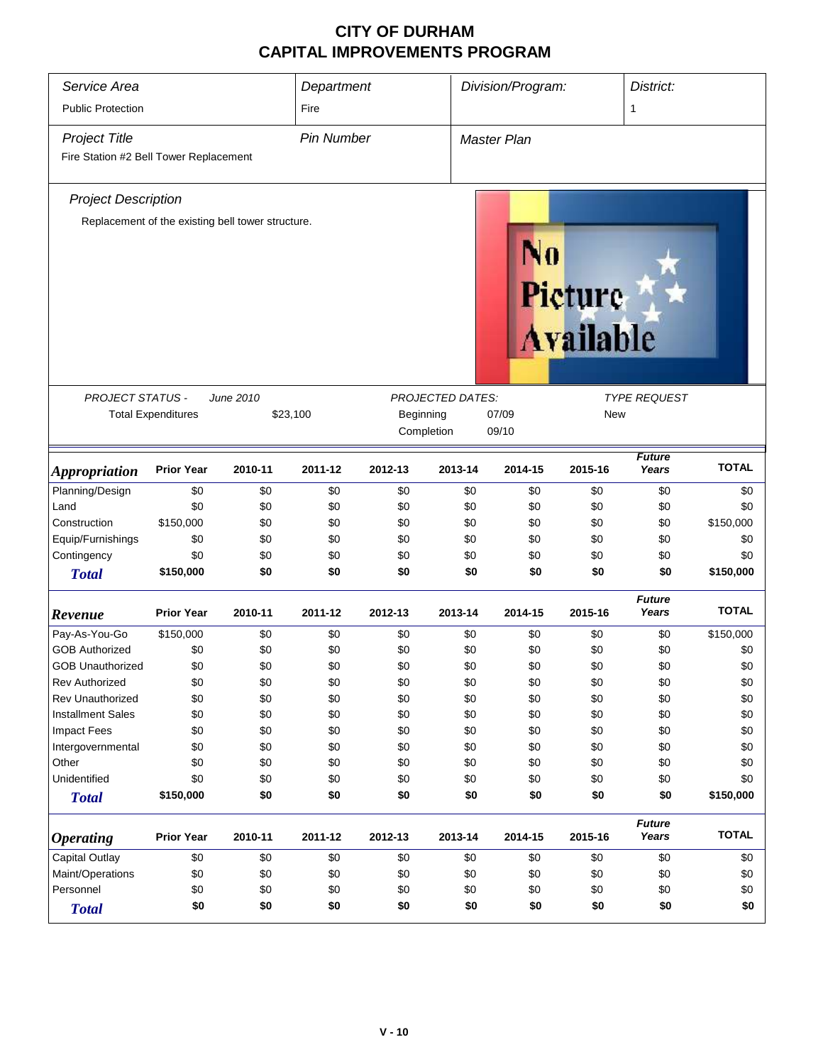# CITY OF DURHAM
# CAPITAL IMPROVEMENTS PROGRAM

| *Service Area* | *Department* | *Division/Program:* | *District:* |
|---|---|---|---|
| Public Protection | Fire | | 1 |

| *Project Title* | *Pin Number* | *Master Plan* |
|---|---|---|
| Fire Station #2 Bell Tower Replacement | | |

*Project Description*

Replacement of the existing bell tower structure.

| *PROJECT STATUS -* | *June 2010* | *PROJECTED DATES:* | | *TYPE REQUEST* |
|---|---|---|---|---|
| Total Expenditures | $23,100 | Beginning | 07/09 | New |
| | | Completion | 09/10 | |

| ***Appropriation*** | **Prior Year** | **2010-11** | **2011-12** | **2012-13** | **2013-14** | **2014-15** | **2015-16** | ***Future Years*** | **TOTAL** |
|---|---|---|---|---|---|---|---|---|---|
| Planning/Design | $0 | $0 | $0 | $0 | $0 | $0 | $0 | $0 | $0 |
| Land | $0 | $0 | $0 | $0 | $0 | $0 | $0 | $0 | $0 |
| Construction | $150,000 | $0 | $0 | $0 | $0 | $0 | $0 | $0 | $150,000 |
| Equip/Furnishings | $0 | $0 | $0 | $0 | $0 | $0 | $0 | $0 | $0 |
| Contingency | $0 | $0 | $0 | $0 | $0 | $0 | $0 | $0 | $0 |
| ***Total*** | **$150,000** | **$0** | **$0** | **$0** | **$0** | **$0** | **$0** | **$0** | **$150,000** |

| ***Revenue*** | **Prior Year** | **2010-11** | **2011-12** | **2012-13** | **2013-14** | **2014-15** | **2015-16** | ***Future Years*** | **TOTAL** |
|---|---|---|---|---|---|---|---|---|---|
| Pay-As-You-Go | $150,000 | $0 | $0 | $0 | $0 | $0 | $0 | $0 | $150,000 |
| GOB Authorized | $0 | $0 | $0 | $0 | $0 | $0 | $0 | $0 | $0 |
| GOB Unauthorized | $0 | $0 | $0 | $0 | $0 | $0 | $0 | $0 | $0 |
| Rev Authorized | $0 | $0 | $0 | $0 | $0 | $0 | $0 | $0 | $0 |
| Rev Unauthorized | $0 | $0 | $0 | $0 | $0 | $0 | $0 | $0 | $0 |
| Installment Sales | $0 | $0 | $0 | $0 | $0 | $0 | $0 | $0 | $0 |
| Impact Fees | $0 | $0 | $0 | $0 | $0 | $0 | $0 | $0 | $0 |
| Intergovernmental | $0 | $0 | $0 | $0 | $0 | $0 | $0 | $0 | $0 |
| Other | $0 | $0 | $0 | $0 | $0 | $0 | $0 | $0 | $0 |
| Unidentified | $0 | $0 | $0 | $0 | $0 | $0 | $0 | $0 | $0 |
| ***Total*** | **$150,000** | **$0** | **$0** | **$0** | **$0** | **$0** | **$0** | **$0** | **$150,000** |

| ***Operating*** | **Prior Year** | **2010-11** | **2011-12** | **2012-13** | **2013-14** | **2014-15** | **2015-16** | ***Future Years*** | **TOTAL** |
|---|---|---|---|---|---|---|---|---|---|
| Capital Outlay | $0 | $0 | $0 | $0 | $0 | $0 | $0 | $0 | $0 |
| Maint/Operations | $0 | $0 | $0 | $0 | $0 | $0 | $0 | $0 | $0 |
| Personnel | $0 | $0 | $0 | $0 | $0 | $0 | $0 | $0 | $0 |
| ***Total*** | **$0** | **$0** | **$0** | **$0** | **$0** | **$0** | **$0** | **$0** | **$0** |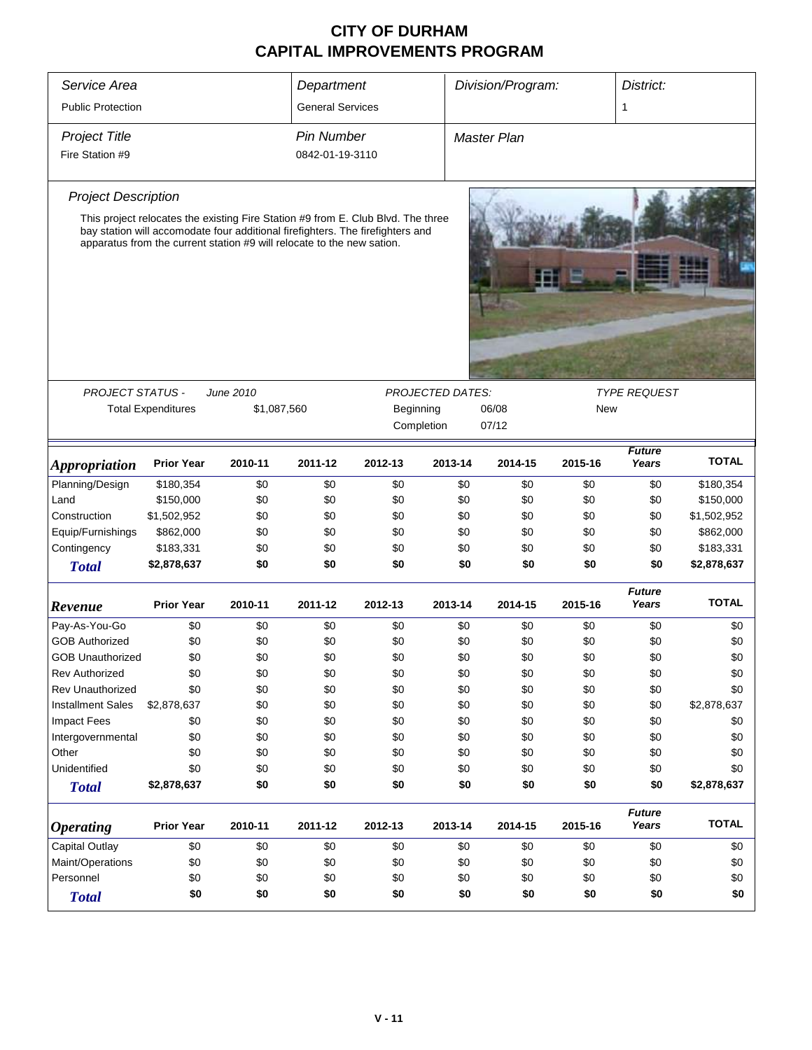# CITY OF DURHAM
# CAPITAL IMPROVEMENTS PROGRAM

| *Service Area* | *Department* | *Division/Program:* | *District:* |
|---|---|---|---|
| Public Protection | General Services | | 1 |
| ***Project Title*** | ***Pin Number*** | ***Master Plan*** | |
| Fire Station #9 | 0842-01-19-3110 | | |

### *Project Description*

This project relocates the existing Fire Station #9 from E. Club Blvd. The three bay station will accomodate four additional firefighters. The firefighters and apparatus from the current station #9 will relocate to the new sation.

| *PROJECT STATUS -* | *June 2010* | *PROJECTED DATES:* | | *TYPE REQUEST* |
|---|---|---|---|---|
| Total Expenditures | $1,087,560 | Beginning | 06/08 | New |
| | | Completion | 07/12 | |

| *Appropriation* | Prior Year | 2010-11 | 2011-12 | 2012-13 | 2013-14 | 2014-15 | 2015-16 | *Future Years* | TOTAL |
|---|---|---|---|---|---|---|---|---|---|
| Planning/Design | $180,354 | $0 | $0 | $0 | $0 | $0 | $0 | $0 | $180,354 |
| Land | $150,000 | $0 | $0 | $0 | $0 | $0 | $0 | $0 | $150,000 |
| Construction | $1,502,952 | $0 | $0 | $0 | $0 | $0 | $0 | $0 | $1,502,952 |
| Equip/Furnishings | $862,000 | $0 | $0 | $0 | $0 | $0 | $0 | $0 | $862,000 |
| Contingency | $183,331 | $0 | $0 | $0 | $0 | $0 | $0 | $0 | $183,331 |
| ***Total*** | **$2,878,637** | **$0** | **$0** | **$0** | **$0** | **$0** | **$0** | **$0** | **$2,878,637** |

| *Revenue* | Prior Year | 2010-11 | 2011-12 | 2012-13 | 2013-14 | 2014-15 | 2015-16 | *Future Years* | TOTAL |
|---|---|---|---|---|---|---|---|---|---|
| Pay-As-You-Go | $0 | $0 | $0 | $0 | $0 | $0 | $0 | $0 | $0 |
| GOB Authorized | $0 | $0 | $0 | $0 | $0 | $0 | $0 | $0 | $0 |
| GOB Unauthorized | $0 | $0 | $0 | $0 | $0 | $0 | $0 | $0 | $0 |
| Rev Authorized | $0 | $0 | $0 | $0 | $0 | $0 | $0 | $0 | $0 |
| Rev Unauthorized | $0 | $0 | $0 | $0 | $0 | $0 | $0 | $0 | $0 |
| Installment Sales | $2,878,637 | $0 | $0 | $0 | $0 | $0 | $0 | $0 | $2,878,637 |
| Impact Fees | $0 | $0 | $0 | $0 | $0 | $0 | $0 | $0 | $0 |
| Intergovernmental | $0 | $0 | $0 | $0 | $0 | $0 | $0 | $0 | $0 |
| Other | $0 | $0 | $0 | $0 | $0 | $0 | $0 | $0 | $0 |
| Unidentified | $0 | $0 | $0 | $0 | $0 | $0 | $0 | $0 | $0 |
| ***Total*** | **$2,878,637** | **$0** | **$0** | **$0** | **$0** | **$0** | **$0** | **$0** | **$2,878,637** |

| *Operating* | Prior Year | 2010-11 | 2011-12 | 2012-13 | 2013-14 | 2014-15 | 2015-16 | *Future Years* | TOTAL |
|---|---|---|---|---|---|---|---|---|---|
| Capital Outlay | $0 | $0 | $0 | $0 | $0 | $0 | $0 | $0 | $0 |
| Maint/Operations | $0 | $0 | $0 | $0 | $0 | $0 | $0 | $0 | $0 |
| Personnel | $0 | $0 | $0 | $0 | $0 | $0 | $0 | $0 | $0 |
| ***Total*** | **$0** | **$0** | **$0** | **$0** | **$0** | **$0** | **$0** | **$0** | **$0** |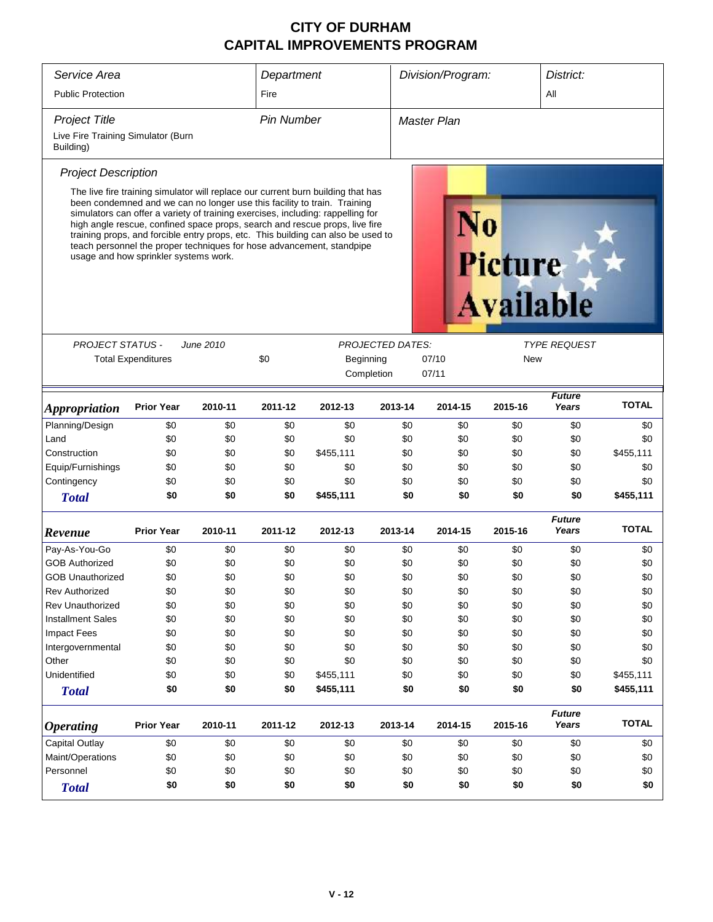# CITY OF DURHAM
# CAPITAL IMPROVEMENTS PROGRAM

| *Service Area* | *Department* | *Division/Program:* | *District:* |
|---|---|---|---|
| Public Protection | Fire | | All |

| *Project Title* | *Pin Number* | *Master Plan* |
|---|---|---|
| Live Fire Training Simulator (Burn Building) | | |

*Project Description*

The live fire training simulator will replace our current burn building that has been condemned and we can no longer use this facility to train. Training simulators can offer a variety of training exercises, including: rappelling for high angle rescue, confined space props, search and rescue props, live fire training props, and forcible entry props, etc. This building can also be used to teach personnel the proper techniques for hose advancement, standpipe usage and how sprinkler systems work.

No Picture Available

| *PROJECT STATUS -* | *June 2010* | | *PROJECTED DATES:* | | *TYPE REQUEST* |
|---|---|---|---|---|---|
| Total Expenditures | | $0 | Beginning | 07/10 | New |
| | | | Completion | 07/11 | |

| ***Appropriation*** | **Prior Year** | **2010-11** | **2011-12** | **2012-13** | **2013-14** | **2014-15** | **2015-16** | ***Future Years*** | **TOTAL** |
|---|---|---|---|---|---|---|---|---|---|
| Planning/Design | $0 | $0 | $0 | $0 | $0 | $0 | $0 | $0 | $0 |
| Land | $0 | $0 | $0 | $0 | $0 | $0 | $0 | $0 | $0 |
| Construction | $0 | $0 | $0 | $455,111 | $0 | $0 | $0 | $0 | $455,111 |
| Equip/Furnishings | $0 | $0 | $0 | $0 | $0 | $0 | $0 | $0 | $0 |
| Contingency | $0 | $0 | $0 | $0 | $0 | $0 | $0 | $0 | $0 |
| ***Total*** | **$0** | **$0** | **$0** | **$455,111** | **$0** | **$0** | **$0** | **$0** | **$455,111** |

| ***Revenue*** | **Prior Year** | **2010-11** | **2011-12** | **2012-13** | **2013-14** | **2014-15** | **2015-16** | ***Future Years*** | **TOTAL** |
|---|---|---|---|---|---|---|---|---|---|
| Pay-As-You-Go | $0 | $0 | $0 | $0 | $0 | $0 | $0 | $0 | $0 |
| GOB Authorized | $0 | $0 | $0 | $0 | $0 | $0 | $0 | $0 | $0 |
| GOB Unauthorized | $0 | $0 | $0 | $0 | $0 | $0 | $0 | $0 | $0 |
| Rev Authorized | $0 | $0 | $0 | $0 | $0 | $0 | $0 | $0 | $0 |
| Rev Unauthorized | $0 | $0 | $0 | $0 | $0 | $0 | $0 | $0 | $0 |
| Installment Sales | $0 | $0 | $0 | $0 | $0 | $0 | $0 | $0 | $0 |
| Impact Fees | $0 | $0 | $0 | $0 | $0 | $0 | $0 | $0 | $0 |
| Intergovernmental | $0 | $0 | $0 | $0 | $0 | $0 | $0 | $0 | $0 |
| Other | $0 | $0 | $0 | $0 | $0 | $0 | $0 | $0 | $0 |
| Unidentified | $0 | $0 | $0 | $455,111 | $0 | $0 | $0 | $0 | $455,111 |
| ***Total*** | **$0** | **$0** | **$0** | **$455,111** | **$0** | **$0** | **$0** | **$0** | **$455,111** |

| ***Operating*** | **Prior Year** | **2010-11** | **2011-12** | **2012-13** | **2013-14** | **2014-15** | **2015-16** | ***Future Years*** | **TOTAL** |
|---|---|---|---|---|---|---|---|---|---|
| Capital Outlay | $0 | $0 | $0 | $0 | $0 | $0 | $0 | $0 | $0 |
| Maint/Operations | $0 | $0 | $0 | $0 | $0 | $0 | $0 | $0 | $0 |
| Personnel | $0 | $0 | $0 | $0 | $0 | $0 | $0 | $0 | $0 |
| ***Total*** | **$0** | **$0** | **$0** | **$0** | **$0** | **$0** | **$0** | **$0** | **$0** |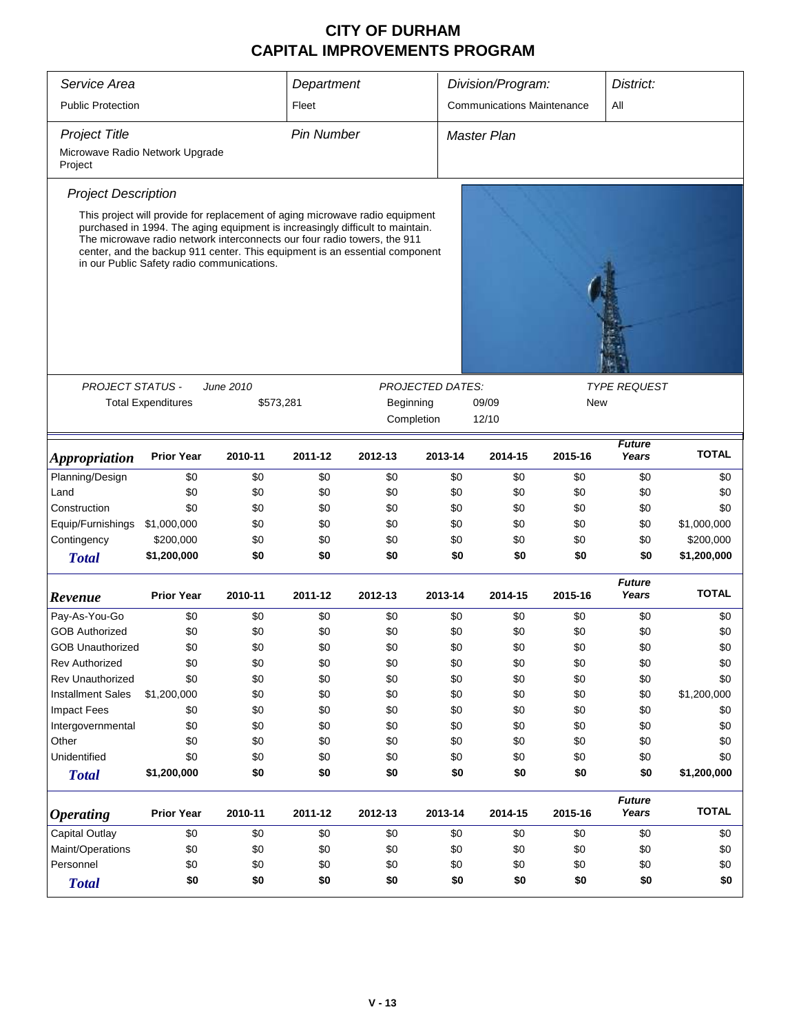# CITY OF DURHAM
# CAPITAL IMPROVEMENTS PROGRAM

| *Service Area* | *Department* | *Division/Program:* | *District:* |
|---|---|---|---|
| Public Protection | Fleet | Communications Maintenance | All |

| *Project Title* | *Pin Number* | *Master Plan* |
|---|---|---|
| Microwave Radio Network Upgrade Project | | |

*Project Description*

This project will provide for replacement of aging microwave radio equipment purchased in 1994. The aging equipment is increasingly difficult to maintain. The microwave radio network interconnects our four radio towers, the 911 center, and the backup 911 center. This equipment is an essential component in our Public Safety radio communications.

| *PROJECT STATUS -* | *June 2010* | *PROJECTED DATES:* | | *TYPE REQUEST* |
|---|---|---|---|---|
| Total Expenditures | $573,281 | Beginning | 09/09 | New |
| | | Completion | 12/10 | |

| *Appropriation* | Prior Year | 2010-11 | 2011-12 | 2012-13 | 2013-14 | 2014-15 | 2015-16 | *Future Years* | TOTAL |
|---|---|---|---|---|---|---|---|---|---|
| Planning/Design | $0 | $0 | $0 | $0 | $0 | $0 | $0 | $0 | $0 |
| Land | $0 | $0 | $0 | $0 | $0 | $0 | $0 | $0 | $0 |
| Construction | $0 | $0 | $0 | $0 | $0 | $0 | $0 | $0 | $0 |
| Equip/Furnishings | $1,000,000 | $0 | $0 | $0 | $0 | $0 | $0 | $0 | $1,000,000 |
| Contingency | $200,000 | $0 | $0 | $0 | $0 | $0 | $0 | $0 | $200,000 |
| **Total** | **$1,200,000** | **$0** | **$0** | **$0** | **$0** | **$0** | **$0** | **$0** | **$1,200,000** |

| *Revenue* | Prior Year | 2010-11 | 2011-12 | 2012-13 | 2013-14 | 2014-15 | 2015-16 | *Future Years* | TOTAL |
|---|---|---|---|---|---|---|---|---|---|
| Pay-As-You-Go | $0 | $0 | $0 | $0 | $0 | $0 | $0 | $0 | $0 |
| GOB Authorized | $0 | $0 | $0 | $0 | $0 | $0 | $0 | $0 | $0 |
| GOB Unauthorized | $0 | $0 | $0 | $0 | $0 | $0 | $0 | $0 | $0 |
| Rev Authorized | $0 | $0 | $0 | $0 | $0 | $0 | $0 | $0 | $0 |
| Rev Unauthorized | $0 | $0 | $0 | $0 | $0 | $0 | $0 | $0 | $0 |
| Installment Sales | $1,200,000 | $0 | $0 | $0 | $0 | $0 | $0 | $0 | $1,200,000 |
| Impact Fees | $0 | $0 | $0 | $0 | $0 | $0 | $0 | $0 | $0 |
| Intergovernmental | $0 | $0 | $0 | $0 | $0 | $0 | $0 | $0 | $0 |
| Other | $0 | $0 | $0 | $0 | $0 | $0 | $0 | $0 | $0 |
| Unidentified | $0 | $0 | $0 | $0 | $0 | $0 | $0 | $0 | $0 |
| **Total** | **$1,200,000** | **$0** | **$0** | **$0** | **$0** | **$0** | **$0** | **$0** | **$1,200,000** |

| *Operating* | Prior Year | 2010-11 | 2011-12 | 2012-13 | 2013-14 | 2014-15 | 2015-16 | *Future Years* | TOTAL |
|---|---|---|---|---|---|---|---|---|---|
| Capital Outlay | $0 | $0 | $0 | $0 | $0 | $0 | $0 | $0 | $0 |
| Maint/Operations | $0 | $0 | $0 | $0 | $0 | $0 | $0 | $0 | $0 |
| Personnel | $0 | $0 | $0 | $0 | $0 | $0 | $0 | $0 | $0 |
| **Total** | **$0** | **$0** | **$0** | **$0** | **$0** | **$0** | **$0** | **$0** | **$0** |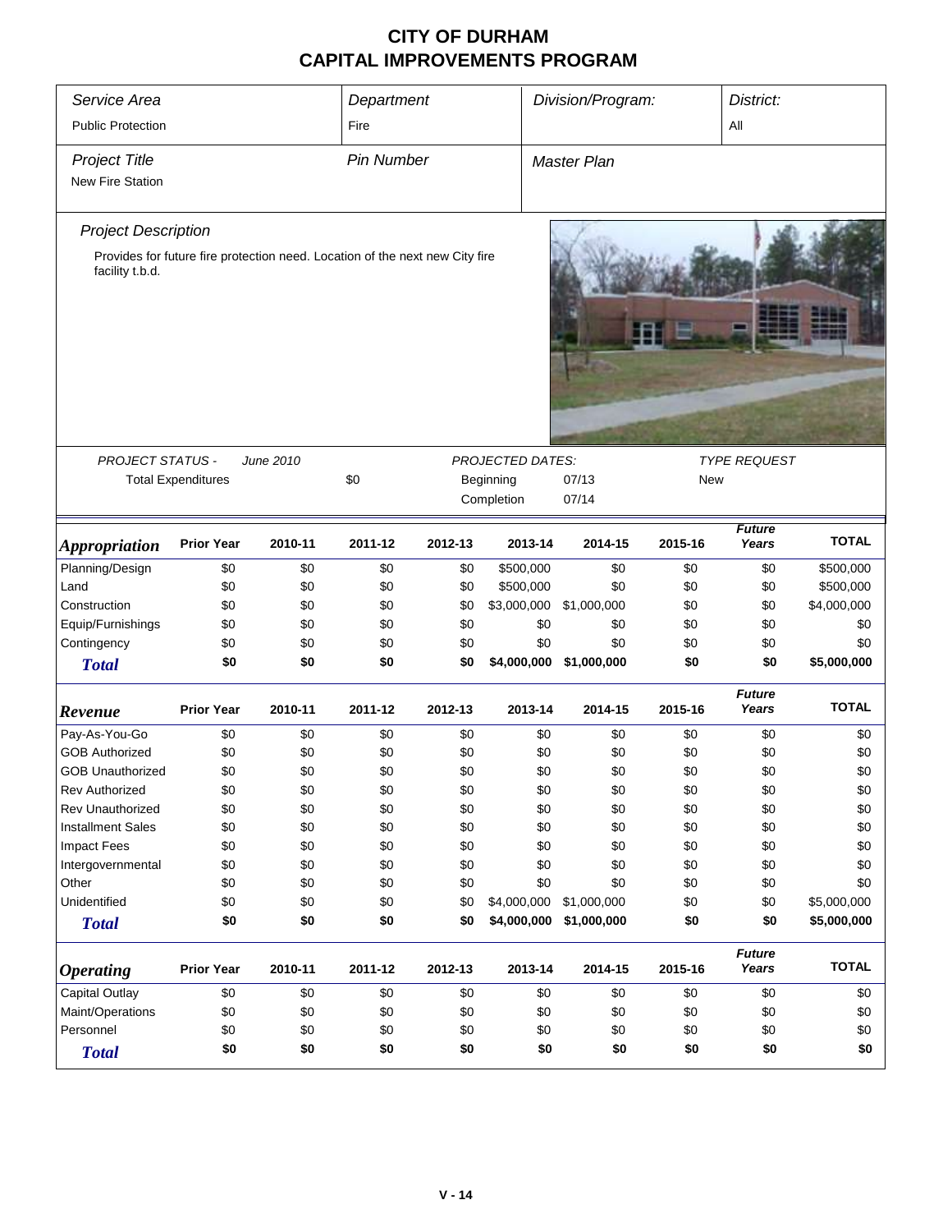# CITY OF DURHAM
# CAPITAL IMPROVEMENTS PROGRAM

| *Service Area* | *Department* | *Division/Program:* | *District:* |
|---|---|---|---|
| Public Protection | Fire | | All |

| *Project Title* | *Pin Number* | *Master Plan* |
|---|---|---|
| New Fire Station | | |

*Project Description*

Provides for future fire protection need. Location of the next new City fire facility t.b.d.

| *PROJECT STATUS -* | *June 2010* | *PROJECTED DATES:* | | *TYPE REQUEST* |
|---|---|---|---|---|
| Total Expenditures | $0 | Beginning | 07/13 | New |
| | | Completion | 07/14 | |

| *Appropriation* | Prior Year | 2010-11 | 2011-12 | 2012-13 | 2013-14 | 2014-15 | 2015-16 | *Future Years* | TOTAL |
|---|---|---|---|---|---|---|---|---|---|
| Planning/Design | $0 | $0 | $0 | $0 | $500,000 | $0 | $0 | $0 | $500,000 |
| Land | $0 | $0 | $0 | $0 | $500,000 | $0 | $0 | $0 | $500,000 |
| Construction | $0 | $0 | $0 | $0 | $3,000,000 | $1,000,000 | $0 | $0 | $4,000,000 |
| Equip/Furnishings | $0 | $0 | $0 | $0 | $0 | $0 | $0 | $0 | $0 |
| Contingency | $0 | $0 | $0 | $0 | $0 | $0 | $0 | $0 | $0 |
| **Total** | **$0** | **$0** | **$0** | **$0** | **$4,000,000** | **$1,000,000** | **$0** | **$0** | **$5,000,000** |

| *Revenue* | Prior Year | 2010-11 | 2011-12 | 2012-13 | 2013-14 | 2014-15 | 2015-16 | *Future Years* | TOTAL |
|---|---|---|---|---|---|---|---|---|---|
| Pay-As-You-Go | $0 | $0 | $0 | $0 | $0 | $0 | $0 | $0 | $0 |
| GOB Authorized | $0 | $0 | $0 | $0 | $0 | $0 | $0 | $0 | $0 |
| GOB Unauthorized | $0 | $0 | $0 | $0 | $0 | $0 | $0 | $0 | $0 |
| Rev Authorized | $0 | $0 | $0 | $0 | $0 | $0 | $0 | $0 | $0 |
| Rev Unauthorized | $0 | $0 | $0 | $0 | $0 | $0 | $0 | $0 | $0 |
| Installment Sales | $0 | $0 | $0 | $0 | $0 | $0 | $0 | $0 | $0 |
| Impact Fees | $0 | $0 | $0 | $0 | $0 | $0 | $0 | $0 | $0 |
| Intergovernmental | $0 | $0 | $0 | $0 | $0 | $0 | $0 | $0 | $0 |
| Other | $0 | $0 | $0 | $0 | $0 | $0 | $0 | $0 | $0 |
| Unidentified | $0 | $0 | $0 | $0 | $4,000,000 | $1,000,000 | $0 | $0 | $5,000,000 |
| **Total** | **$0** | **$0** | **$0** | **$0** | **$4,000,000** | **$1,000,000** | **$0** | **$0** | **$5,000,000** |

| *Operating* | Prior Year | 2010-11 | 2011-12 | 2012-13 | 2013-14 | 2014-15 | 2015-16 | *Future Years* | TOTAL |
|---|---|---|---|---|---|---|---|---|---|
| Capital Outlay | $0 | $0 | $0 | $0 | $0 | $0 | $0 | $0 | $0 |
| Maint/Operations | $0 | $0 | $0 | $0 | $0 | $0 | $0 | $0 | $0 |
| Personnel | $0 | $0 | $0 | $0 | $0 | $0 | $0 | $0 | $0 |
| **Total** | **$0** | **$0** | **$0** | **$0** | **$0** | **$0** | **$0** | **$0** | **$0** |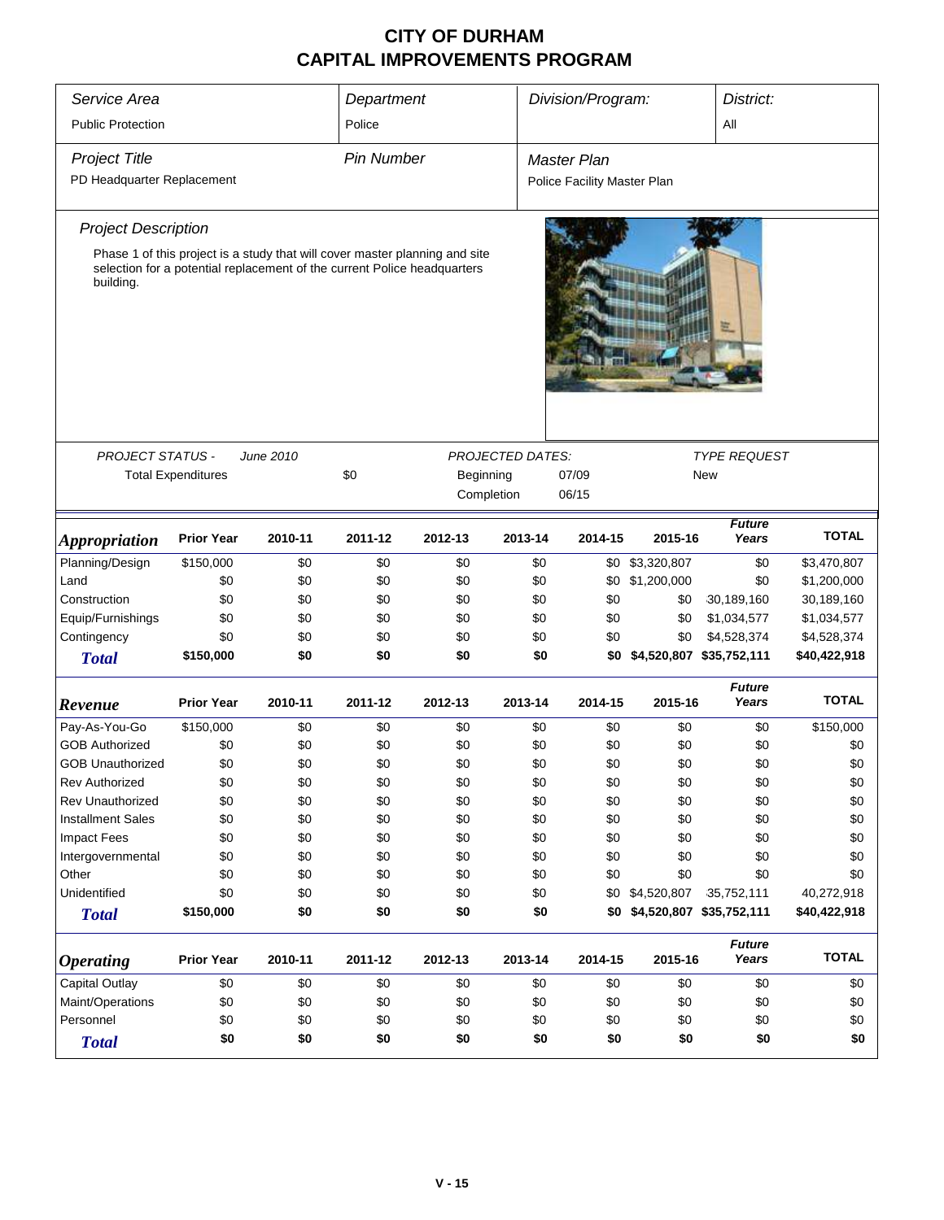# CITY OF DURHAM
# CAPITAL IMPROVEMENTS PROGRAM

| *Service Area* | *Department* | *Division/Program:* | *District:* |
|---|---|---|---|
| Public Protection | Police | | All |

| *Project Title* | *Pin Number* | *Master Plan* |
|---|---|---|
| PD Headquarter Replacement | | Police Facility Master Plan |

*Project Description*

Phase 1 of this project is a study that will cover master planning and site selection for a potential replacement of the current Police headquarters building.

| *PROJECT STATUS -* | *June 2010* | *PROJECTED DATES:* | | *TYPE REQUEST* |
|---|---|---|---|---|
| Total Expenditures | $0 | Beginning | 07/09 | New |
| | | Completion | 06/15 | |

| *Appropriation* | Prior Year | 2010-11 | 2011-12 | 2012-13 | 2013-14 | 2014-15 | 2015-16 | *Future Years* | TOTAL |
|---|---|---|---|---|---|---|---|---|---|
| Planning/Design | $150,000 | $0 | $0 | $0 | $0 | $0 | $3,320,807 | $0 | $3,470,807 |
| Land | $0 | $0 | $0 | $0 | $0 | $0 | $1,200,000 | $0 | $1,200,000 |
| Construction | $0 | $0 | $0 | $0 | $0 | $0 | $0 | 30,189,160 | 30,189,160 |
| Equip/Furnishings | $0 | $0 | $0 | $0 | $0 | $0 | $0 | $1,034,577 | $1,034,577 |
| Contingency | $0 | $0 | $0 | $0 | $0 | $0 | $0 | $4,528,374 | $4,528,374 |
| **Total** | **$150,000** | **$0** | **$0** | **$0** | **$0** | **$0** | **$4,520,807** | **$35,752,111** | **$40,422,918** |

| *Revenue* | Prior Year | 2010-11 | 2011-12 | 2012-13 | 2013-14 | 2014-15 | 2015-16 | *Future Years* | TOTAL |
|---|---|---|---|---|---|---|---|---|---|
| Pay-As-You-Go | $150,000 | $0 | $0 | $0 | $0 | $0 | $0 | $0 | $150,000 |
| GOB Authorized | $0 | $0 | $0 | $0 | $0 | $0 | $0 | $0 | $0 |
| GOB Unauthorized | $0 | $0 | $0 | $0 | $0 | $0 | $0 | $0 | $0 |
| Rev Authorized | $0 | $0 | $0 | $0 | $0 | $0 | $0 | $0 | $0 |
| Rev Unauthorized | $0 | $0 | $0 | $0 | $0 | $0 | $0 | $0 | $0 |
| Installment Sales | $0 | $0 | $0 | $0 | $0 | $0 | $0 | $0 | $0 |
| Impact Fees | $0 | $0 | $0 | $0 | $0 | $0 | $0 | $0 | $0 |
| Intergovernmental | $0 | $0 | $0 | $0 | $0 | $0 | $0 | $0 | $0 |
| Other | $0 | $0 | $0 | $0 | $0 | $0 | $0 | $0 | $0 |
| Unidentified | $0 | $0 | $0 | $0 | $0 | $0 | $4,520,807 | 35,752,111 | 40,272,918 |
| **Total** | **$150,000** | **$0** | **$0** | **$0** | **$0** | **$0** | **$4,520,807** | **$35,752,111** | **$40,422,918** |

| *Operating* | Prior Year | 2010-11 | 2011-12 | 2012-13 | 2013-14 | 2014-15 | 2015-16 | *Future Years* | TOTAL |
|---|---|---|---|---|---|---|---|---|---|
| Capital Outlay | $0 | $0 | $0 | $0 | $0 | $0 | $0 | $0 | $0 |
| Maint/Operations | $0 | $0 | $0 | $0 | $0 | $0 | $0 | $0 | $0 |
| Personnel | $0 | $0 | $0 | $0 | $0 | $0 | $0 | $0 | $0 |
| **Total** | **$0** | **$0** | **$0** | **$0** | **$0** | **$0** | **$0** | **$0** | **$0** |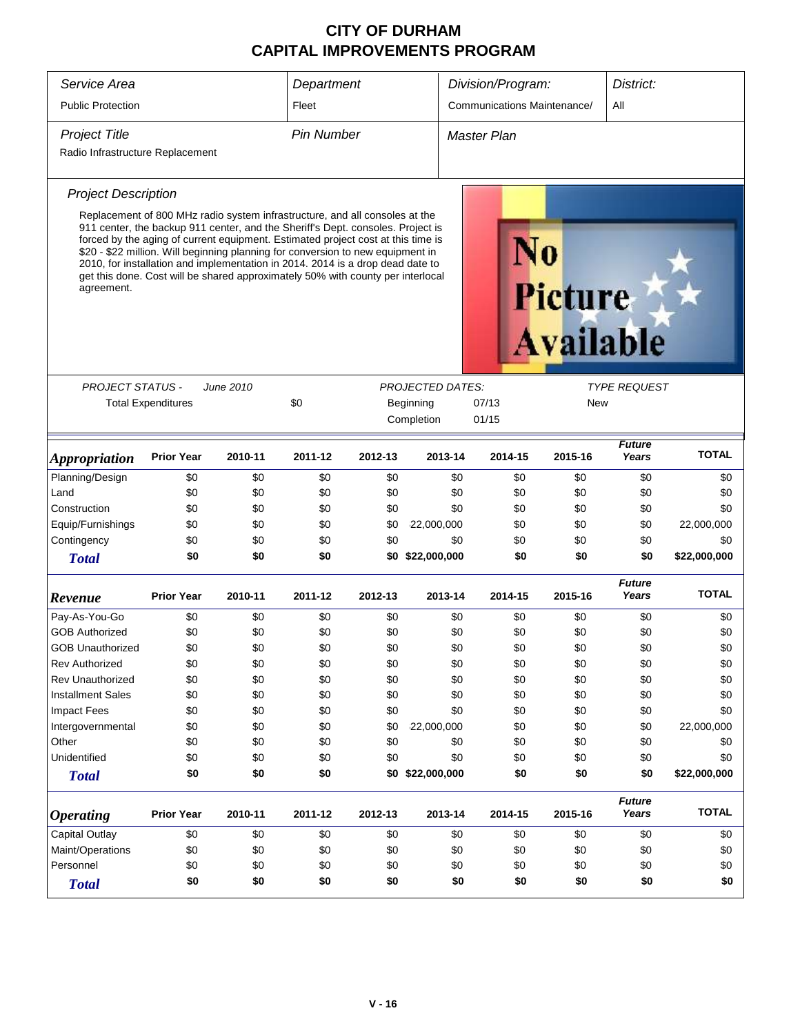# CITY OF DURHAM
# CAPITAL IMPROVEMENTS PROGRAM

| *Service Area* | *Department* | *Division/Program:* | *District:* |
|---|---|---|---|
| Public Protection | Fleet | Communications Maintenance/ | All |

| *Project Title* | *Pin Number* | *Master Plan* |
|---|---|---|
| Radio Infrastructure Replacement | | |

### *Project Description*

Replacement of 800 MHz radio system infrastructure, and all consoles at the 911 center, the backup 911 center, and the Sheriff's Dept. consoles. Project is forced by the aging of current equipment. Estimated project cost at this time is $20 - $22 million. Will beginning planning for conversion to new equipment in 2010, for installation and implementation in 2014. 2014 is a drop dead date to get this done. Cost will be shared approximately 50% with county per interlocal agreement.

| *PROJECT STATUS -* | *June 2010* | | *PROJECTED DATES:* | | *TYPE REQUEST* |
|---|---|---|---|---|---|
| Total Expenditures | | $0 | Beginning | 07/13 | New |
| | | | Completion | 01/15 | |

| ***Appropriation*** | **Prior Year** | **2010-11** | **2011-12** | **2012-13** | **2013-14** | **2014-15** | **2015-16** | ***Future Years*** | **TOTAL** |
|---|---|---|---|---|---|---|---|---|---|
| Planning/Design | $0 | $0 | $0 | $0 | $0 | $0 | $0 | $0 | $0 |
| Land | $0 | $0 | $0 | $0 | $0 | $0 | $0 | $0 | $0 |
| Construction | $0 | $0 | $0 | $0 | $0 | $0 | $0 | $0 | $0 |
| Equip/Furnishings | $0 | $0 | $0 | $0 | 22,000,000 | $0 | $0 | $0 | 22,000,000 |
| Contingency | $0 | $0 | $0 | $0 | $0 | $0 | $0 | $0 | $0 |
| ***Total*** | **$0** | **$0** | **$0** | **$0** | **$22,000,000** | **$0** | **$0** | **$0** | **$22,000,000** |

| ***Revenue*** | **Prior Year** | **2010-11** | **2011-12** | **2012-13** | **2013-14** | **2014-15** | **2015-16** | ***Future Years*** | **TOTAL** |
|---|---|---|---|---|---|---|---|---|---|
| Pay-As-You-Go | $0 | $0 | $0 | $0 | $0 | $0 | $0 | $0 | $0 |
| GOB Authorized | $0 | $0 | $0 | $0 | $0 | $0 | $0 | $0 | $0 |
| GOB Unauthorized | $0 | $0 | $0 | $0 | $0 | $0 | $0 | $0 | $0 |
| Rev Authorized | $0 | $0 | $0 | $0 | $0 | $0 | $0 | $0 | $0 |
| Rev Unauthorized | $0 | $0 | $0 | $0 | $0 | $0 | $0 | $0 | $0 |
| Installment Sales | $0 | $0 | $0 | $0 | $0 | $0 | $0 | $0 | $0 |
| Impact Fees | $0 | $0 | $0 | $0 | $0 | $0 | $0 | $0 | $0 |
| Intergovernmental | $0 | $0 | $0 | $0 | 22,000,000 | $0 | $0 | $0 | 22,000,000 |
| Other | $0 | $0 | $0 | $0 | $0 | $0 | $0 | $0 | $0 |
| Unidentified | $0 | $0 | $0 | $0 | $0 | $0 | $0 | $0 | $0 |
| ***Total*** | **$0** | **$0** | **$0** | **$0** | **$22,000,000** | **$0** | **$0** | **$0** | **$22,000,000** |

| ***Operating*** | **Prior Year** | **2010-11** | **2011-12** | **2012-13** | **2013-14** | **2014-15** | **2015-16** | ***Future Years*** | **TOTAL** |
|---|---|---|---|---|---|---|---|---|---|
| Capital Outlay | $0 | $0 | $0 | $0 | $0 | $0 | $0 | $0 | $0 |
| Maint/Operations | $0 | $0 | $0 | $0 | $0 | $0 | $0 | $0 | $0 |
| Personnel | $0 | $0 | $0 | $0 | $0 | $0 | $0 | $0 | $0 |
| ***Total*** | **$0** | **$0** | **$0** | **$0** | **$0** | **$0** | **$0** | **$0** | **$0** |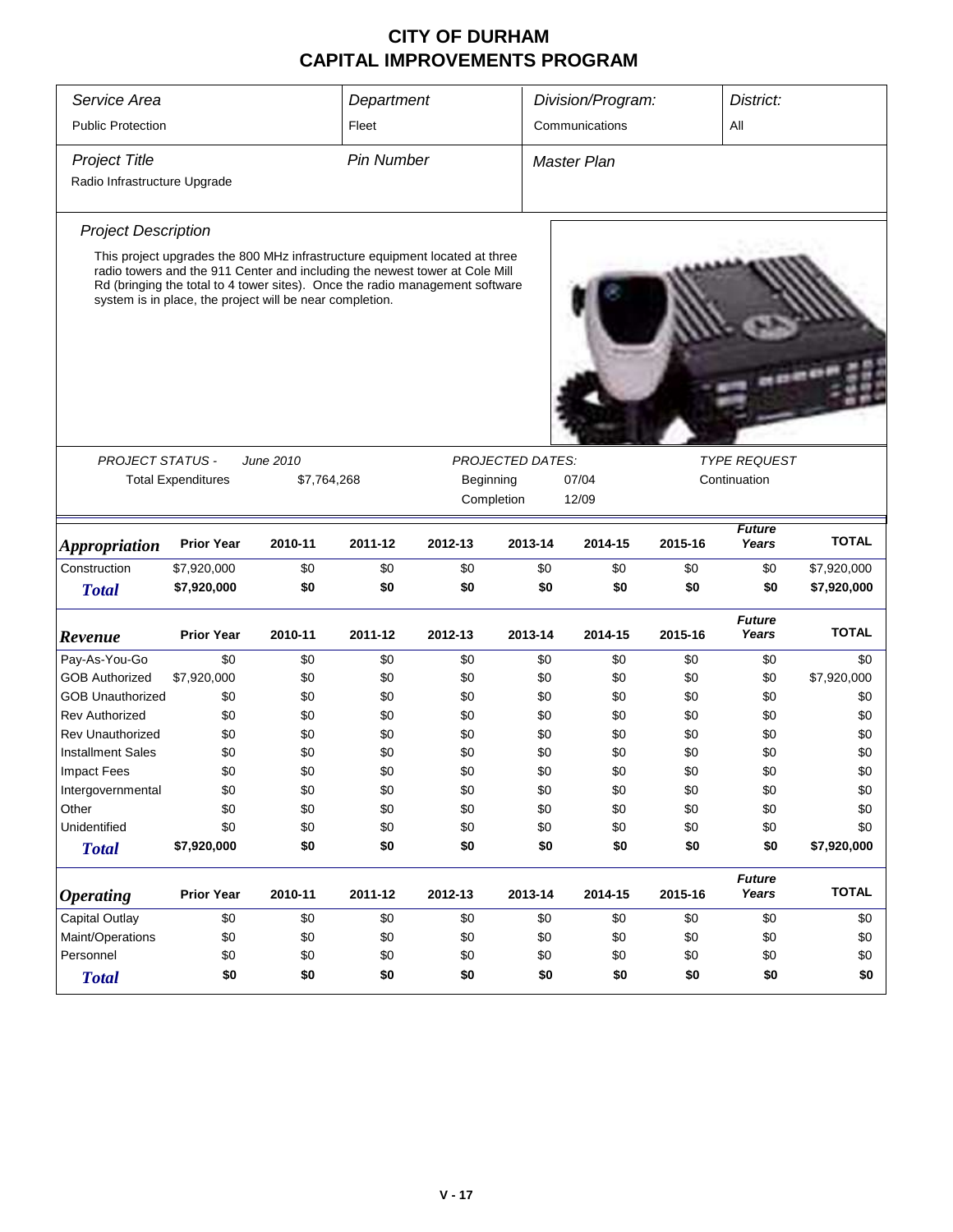# CITY OF DURHAM
# CAPITAL IMPROVEMENTS PROGRAM

| Service Area | Department | Division/Program: | District: |
|---|---|---|---|
| Public Protection | Fleet | Communications | All |

| Project Title | Pin Number | Master Plan |
|---|---|---|
| Radio Infrastructure Upgrade | | |

*Project Description*

This project upgrades the 800 MHz infrastructure equipment located at three radio towers and the 911 Center and including the newest tower at Cole Mill Rd (bringing the total to 4 tower sites). Once the radio management software system is in place, the project will be near completion.

| PROJECT STATUS - | June 2010 | PROJECTED DATES: | | TYPE REQUEST |
|---|---|---|---|---|
| Total Expenditures | $7,764,268 | Beginning | 07/04 | Continuation |
| | | Completion | 12/09 | |

| Appropriation | Prior Year | 2010-11 | 2011-12 | 2012-13 | 2013-14 | 2014-15 | 2015-16 | Future Years | TOTAL |
|---|---|---|---|---|---|---|---|---|---|
| Construction | $7,920,000 | $0 | $0 | $0 | $0 | $0 | $0 | $0 | $7,920,000 |
| **Total** | **$7,920,000** | **$0** | **$0** | **$0** | **$0** | **$0** | **$0** | **$0** | **$7,920,000** |

| Revenue | Prior Year | 2010-11 | 2011-12 | 2012-13 | 2013-14 | 2014-15 | 2015-16 | Future Years | TOTAL |
|---|---|---|---|---|---|---|---|---|---|
| Pay-As-You-Go | $0 | $0 | $0 | $0 | $0 | $0 | $0 | $0 | $0 |
| GOB Authorized | $7,920,000 | $0 | $0 | $0 | $0 | $0 | $0 | $0 | $7,920,000 |
| GOB Unauthorized | $0 | $0 | $0 | $0 | $0 | $0 | $0 | $0 | $0 |
| Rev Authorized | $0 | $0 | $0 | $0 | $0 | $0 | $0 | $0 | $0 |
| Rev Unauthorized | $0 | $0 | $0 | $0 | $0 | $0 | $0 | $0 | $0 |
| Installment Sales | $0 | $0 | $0 | $0 | $0 | $0 | $0 | $0 | $0 |
| Impact Fees | $0 | $0 | $0 | $0 | $0 | $0 | $0 | $0 | $0 |
| Intergovernmental | $0 | $0 | $0 | $0 | $0 | $0 | $0 | $0 | $0 |
| Other | $0 | $0 | $0 | $0 | $0 | $0 | $0 | $0 | $0 |
| Unidentified | $0 | $0 | $0 | $0 | $0 | $0 | $0 | $0 | $0 |
| **Total** | **$7,920,000** | **$0** | **$0** | **$0** | **$0** | **$0** | **$0** | **$0** | **$7,920,000** |

| Operating | Prior Year | 2010-11 | 2011-12 | 2012-13 | 2013-14 | 2014-15 | 2015-16 | Future Years | TOTAL |
|---|---|---|---|---|---|---|---|---|---|
| Capital Outlay | $0 | $0 | $0 | $0 | $0 | $0 | $0 | $0 | $0 |
| Maint/Operations | $0 | $0 | $0 | $0 | $0 | $0 | $0 | $0 | $0 |
| Personnel | $0 | $0 | $0 | $0 | $0 | $0 | $0 | $0 | $0 |
| **Total** | **$0** | **$0** | **$0** | **$0** | **$0** | **$0** | **$0** | **$0** | **$0** |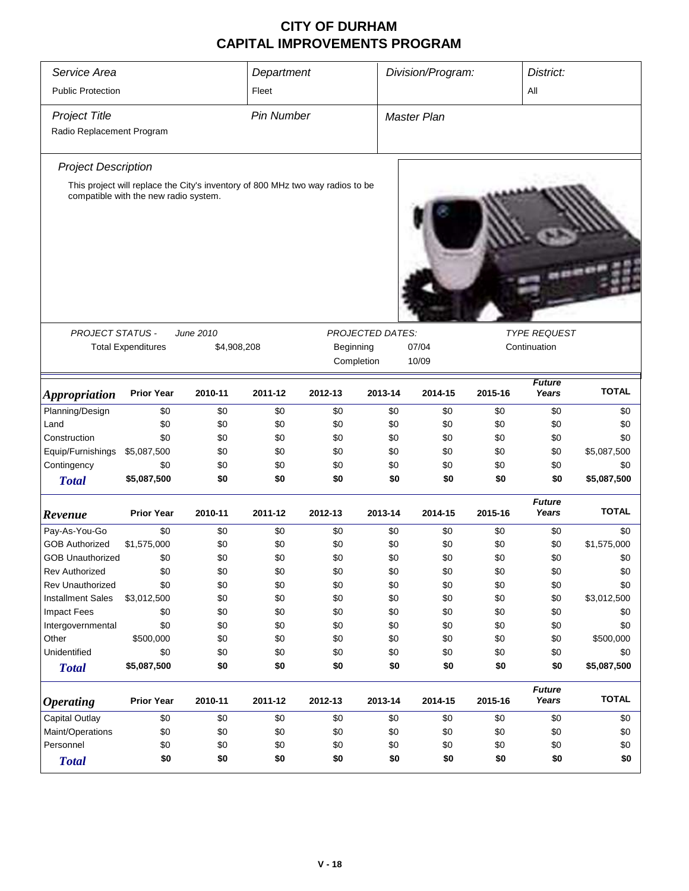# CITY OF DURHAM
# CAPITAL IMPROVEMENTS PROGRAM

| | | | |
|---|---|---|---|
| *Service Area* Public Protection | *Department* Fleet | *Division/Program:* | *District:* All |
| *Project Title* Radio Replacement Program | *Pin Number* | *Master Plan* | |

*Project Description*

This project will replace the City's inventory of 800 MHz two way radios to be compatible with the new radio system.

| | | | |
|---|---|---|---|
| *PROJECT STATUS -* *June 2010* | *PROJECTED DATES:* | | *TYPE REQUEST* |
| Total Expenditures $4,908,208 | Beginning | 07/04 | Continuation |
| | Completion | 10/09 | |

| *Appropriation* | Prior Year | 2010-11 | 2011-12 | 2012-13 | 2013-14 | 2014-15 | 2015-16 | *Future Years* | TOTAL |
|---|---|---|---|---|---|---|---|---|---|
| Planning/Design | $0 | $0 | $0 | $0 | $0 | $0 | $0 | $0 | $0 |
| Land | $0 | $0 | $0 | $0 | $0 | $0 | $0 | $0 | $0 |
| Construction | $0 | $0 | $0 | $0 | $0 | $0 | $0 | $0 | $0 |
| Equip/Furnishings | $5,087,500 | $0 | $0 | $0 | $0 | $0 | $0 | $0 | $5,087,500 |
| Contingency | $0 | $0 | $0 | $0 | $0 | $0 | $0 | $0 | $0 |
| ***Total*** | **$5,087,500** | **$0** | **$0** | **$0** | **$0** | **$0** | **$0** | **$0** | **$5,087,500** |

| *Revenue* | Prior Year | 2010-11 | 2011-12 | 2012-13 | 2013-14 | 2014-15 | 2015-16 | *Future Years* | TOTAL |
|---|---|---|---|---|---|---|---|---|---|
| Pay-As-You-Go | $0 | $0 | $0 | $0 | $0 | $0 | $0 | $0 | $0 |
| GOB Authorized | $1,575,000 | $0 | $0 | $0 | $0 | $0 | $0 | $0 | $1,575,000 |
| GOB Unauthorized | $0 | $0 | $0 | $0 | $0 | $0 | $0 | $0 | $0 |
| Rev Authorized | $0 | $0 | $0 | $0 | $0 | $0 | $0 | $0 | $0 |
| Rev Unauthorized | $0 | $0 | $0 | $0 | $0 | $0 | $0 | $0 | $0 |
| Installment Sales | $3,012,500 | $0 | $0 | $0 | $0 | $0 | $0 | $0 | $3,012,500 |
| Impact Fees | $0 | $0 | $0 | $0 | $0 | $0 | $0 | $0 | $0 |
| Intergovernmental | $0 | $0 | $0 | $0 | $0 | $0 | $0 | $0 | $0 |
| Other | $500,000 | $0 | $0 | $0 | $0 | $0 | $0 | $0 | $500,000 |
| Unidentified | $0 | $0 | $0 | $0 | $0 | $0 | $0 | $0 | $0 |
| ***Total*** | **$5,087,500** | **$0** | **$0** | **$0** | **$0** | **$0** | **$0** | **$0** | **$5,087,500** |

| *Operating* | Prior Year | 2010-11 | 2011-12 | 2012-13 | 2013-14 | 2014-15 | 2015-16 | *Future Years* | TOTAL |
|---|---|---|---|---|---|---|---|---|---|
| Capital Outlay | $0 | $0 | $0 | $0 | $0 | $0 | $0 | $0 | $0 |
| Maint/Operations | $0 | $0 | $0 | $0 | $0 | $0 | $0 | $0 | $0 |
| Personnel | $0 | $0 | $0 | $0 | $0 | $0 | $0 | $0 | $0 |
| ***Total*** | **$0** | **$0** | **$0** | **$0** | **$0** | **$0** | **$0** | **$0** | **$0** |